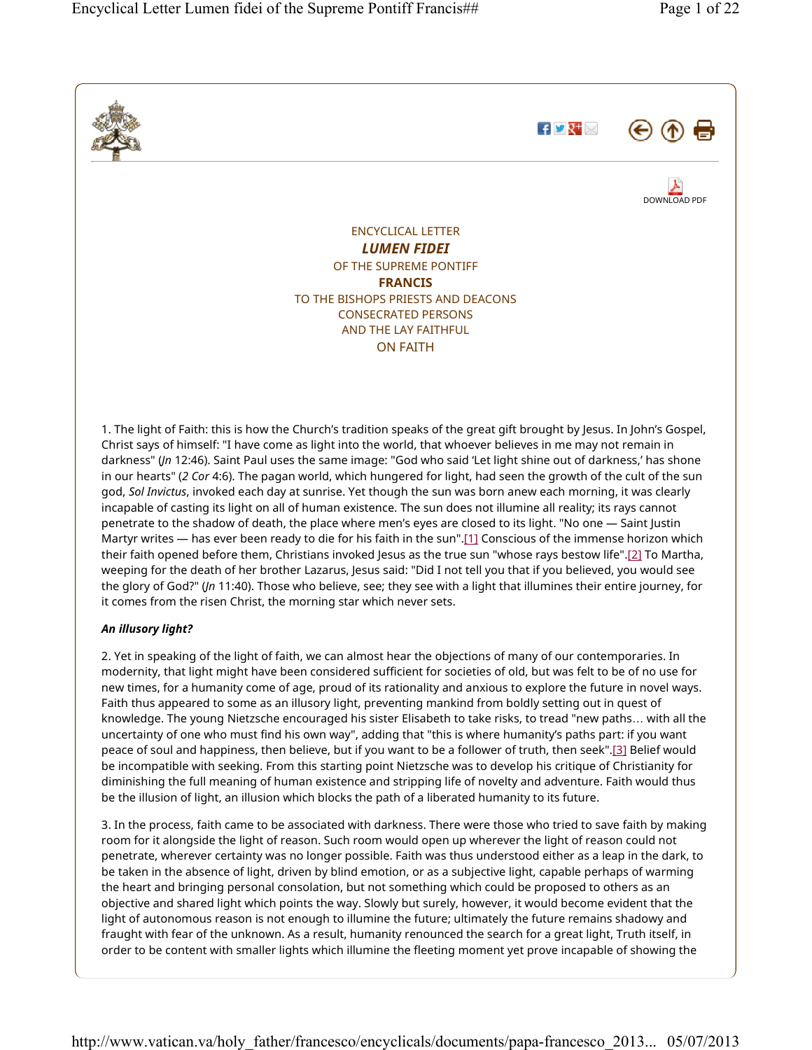DOWNLOAD PDF

ENCYCLICAL LETTER
***LUMEN FIDEI***
OF THE SUPREME PONTIFF
**FRANCIS**
TO THE BISHOPS PRIESTS AND DEACONS
CONSECRATED PERSONS
AND THE LAY FAITHFUL
ON FAITH

1. The light of Faith: this is how the Church's tradition speaks of the great gift brought by Jesus. In John's Gospel, Christ says of himself: "I have come as light into the world, that whoever believes in me may not remain in darkness" (*Jn* 12:46). Saint Paul uses the same image: "God who said 'Let light shine out of darkness,' has shone in our hearts" (*2 Cor* 4:6). The pagan world, which hungered for light, had seen the growth of the cult of the sun god, *Sol Invictus*, invoked each day at sunrise. Yet though the sun was born anew each morning, it was clearly incapable of casting its light on all of human existence. The sun does not illumine all reality; its rays cannot penetrate to the shadow of death, the place where men's eyes are closed to its light. "No one — Saint Justin Martyr writes — has ever been ready to die for his faith in the sun".[1] Conscious of the immense horizon which their faith opened before them, Christians invoked Jesus as the true sun "whose rays bestow life".[2] To Martha, weeping for the death of her brother Lazarus, Jesus said: "Did I not tell you that if you believed, you would see the glory of God?" (*Jn* 11:40). Those who believe, see; they see with a light that illumines their entire journey, for it comes from the risen Christ, the morning star which never sets.

***An illusory light?***

2. Yet in speaking of the light of faith, we can almost hear the objections of many of our contemporaries. In modernity, that light might have been considered sufficient for societies of old, but was felt to be of no use for new times, for a humanity come of age, proud of its rationality and anxious to explore the future in novel ways. Faith thus appeared to some as an illusory light, preventing mankind from boldly setting out in quest of knowledge. The young Nietzsche encouraged his sister Elisabeth to take risks, to tread "new paths… with all the uncertainty of one who must find his own way", adding that "this is where humanity's paths part: if you want peace of soul and happiness, then believe, but if you want to be a follower of truth, then seek".[3] Belief would be incompatible with seeking. From this starting point Nietzsche was to develop his critique of Christianity for diminishing the full meaning of human existence and stripping life of novelty and adventure. Faith would thus be the illusion of light, an illusion which blocks the path of a liberated humanity to its future.

3. In the process, faith came to be associated with darkness. There were those who tried to save faith by making room for it alongside the light of reason. Such room would open up wherever the light of reason could not penetrate, wherever certainty was no longer possible. Faith was thus understood either as a leap in the dark, to be taken in the absence of light, driven by blind emotion, or as a subjective light, capable perhaps of warming the heart and bringing personal consolation, but not something which could be proposed to others as an objective and shared light which points the way. Slowly but surely, however, it would become evident that the light of autonomous reason is not enough to illumine the future; ultimately the future remains shadowy and fraught with fear of the unknown. As a result, humanity renounced the search for a great light, Truth itself, in order to be content with smaller lights which illumine the fleeting moment yet prove incapable of showing the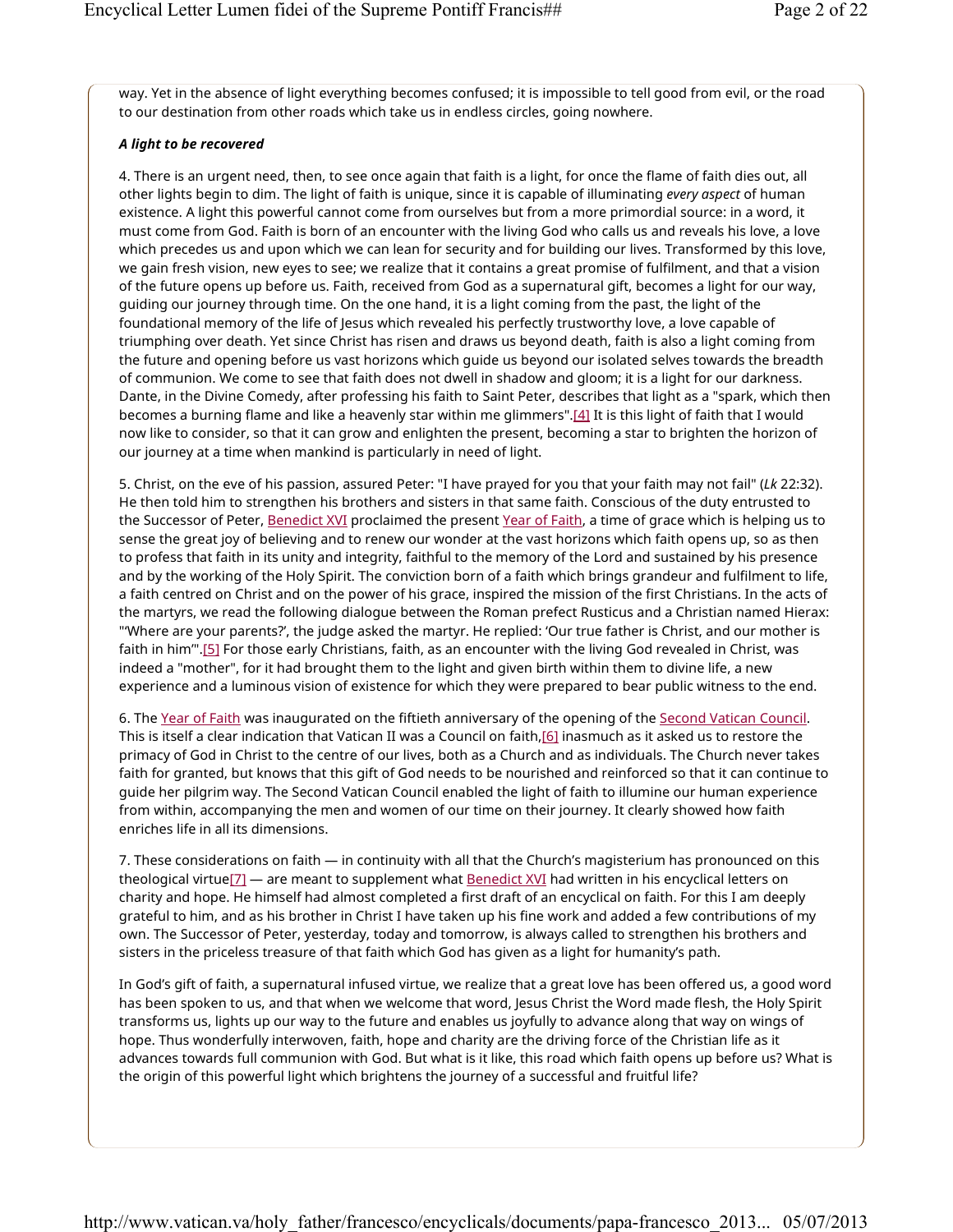way. Yet in the absence of light everything becomes confused; it is impossible to tell good from evil, or the road to our destination from other roads which take us in endless circles, going nowhere.

### *A light to be recovered*

4. There is an urgent need, then, to see once again that faith is a light, for once the flame of faith dies out, all other lights begin to dim. The light of faith is unique, since it is capable of illuminating *every aspect* of human existence. A light this powerful cannot come from ourselves but from a more primordial source: in a word, it must come from God. Faith is born of an encounter with the living God who calls us and reveals his love, a love which precedes us and upon which we can lean for security and for building our lives. Transformed by this love, we gain fresh vision, new eyes to see; we realize that it contains a great promise of fulfilment, and that a vision of the future opens up before us. Faith, received from God as a supernatural gift, becomes a light for our way, guiding our journey through time. On the one hand, it is a light coming from the past, the light of the foundational memory of the life of Jesus which revealed his perfectly trustworthy love, a love capable of triumphing over death. Yet since Christ has risen and draws us beyond death, faith is also a light coming from the future and opening before us vast horizons which guide us beyond our isolated selves towards the breadth of communion. We come to see that faith does not dwell in shadow and gloom; it is a light for our darkness. Dante, in the Divine Comedy, after professing his faith to Saint Peter, describes that light as a "spark, which then becomes a burning flame and like a heavenly star within me glimmers".[4] It is this light of faith that I would now like to consider, so that it can grow and enlighten the present, becoming a star to brighten the horizon of our journey at a time when mankind is particularly in need of light.

5. Christ, on the eve of his passion, assured Peter: "I have prayed for you that your faith may not fail" (*Lk* 22:32). He then told him to strengthen his brothers and sisters in that same faith. Conscious of the duty entrusted to the Successor of Peter, Benedict XVI proclaimed the present Year of Faith, a time of grace which is helping us to sense the great joy of believing and to renew our wonder at the vast horizons which faith opens up, so as then to profess that faith in its unity and integrity, faithful to the memory of the Lord and sustained by his presence and by the working of the Holy Spirit. The conviction born of a faith which brings grandeur and fulfilment to life, a faith centred on Christ and on the power of his grace, inspired the mission of the first Christians. In the acts of the martyrs, we read the following dialogue between the Roman prefect Rusticus and a Christian named Hierax: "'Where are your parents?', the judge asked the martyr. He replied: 'Our true father is Christ, and our mother is faith in him'".[5] For those early Christians, faith, as an encounter with the living God revealed in Christ, was indeed a "mother", for it had brought them to the light and given birth within them to divine life, a new experience and a luminous vision of existence for which they were prepared to bear public witness to the end.

6. The Year of Faith was inaugurated on the fiftieth anniversary of the opening of the Second Vatican Council. This is itself a clear indication that Vatican II was a Council on faith,[6] inasmuch as it asked us to restore the primacy of God in Christ to the centre of our lives, both as a Church and as individuals. The Church never takes faith for granted, but knows that this gift of God needs to be nourished and reinforced so that it can continue to guide her pilgrim way. The Second Vatican Council enabled the light of faith to illumine our human experience from within, accompanying the men and women of our time on their journey. It clearly showed how faith enriches life in all its dimensions.

7. These considerations on faith — in continuity with all that the Church's magisterium has pronounced on this theological virtue[7] — are meant to supplement what Benedict XVI had written in his encyclical letters on charity and hope. He himself had almost completed a first draft of an encyclical on faith. For this I am deeply grateful to him, and as his brother in Christ I have taken up his fine work and added a few contributions of my own. The Successor of Peter, yesterday, today and tomorrow, is always called to strengthen his brothers and sisters in the priceless treasure of that faith which God has given as a light for humanity's path.

In God's gift of faith, a supernatural infused virtue, we realize that a great love has been offered us, a good word has been spoken to us, and that when we welcome that word, Jesus Christ the Word made flesh, the Holy Spirit transforms us, lights up our way to the future and enables us joyfully to advance along that way on wings of hope. Thus wonderfully interwoven, faith, hope and charity are the driving force of the Christian life as it advances towards full communion with God. But what is it like, this road which faith opens up before us? What is the origin of this powerful light which brightens the journey of a successful and fruitful life?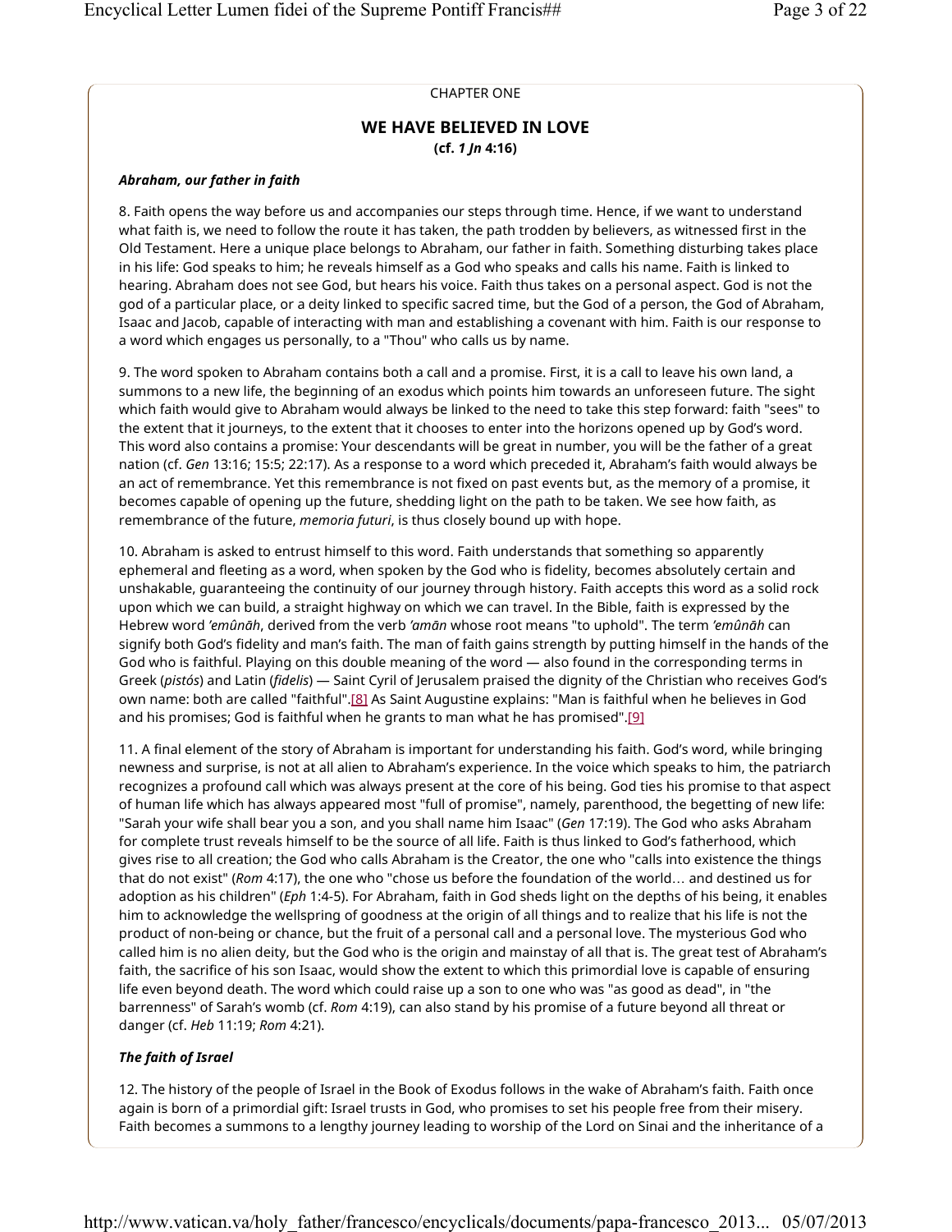CHAPTER ONE

## WE HAVE BELIEVED IN LOVE

**(cf. *1 Jn* 4:16)**

### *Abraham, our father in faith*

8. Faith opens the way before us and accompanies our steps through time. Hence, if we want to understand what faith is, we need to follow the route it has taken, the path trodden by believers, as witnessed first in the Old Testament. Here a unique place belongs to Abraham, our father in faith. Something disturbing takes place in his life: God speaks to him; he reveals himself as a God who speaks and calls his name. Faith is linked to hearing. Abraham does not see God, but hears his voice. Faith thus takes on a personal aspect. God is not the god of a particular place, or a deity linked to specific sacred time, but the God of a person, the God of Abraham, Isaac and Jacob, capable of interacting with man and establishing a covenant with him. Faith is our response to a word which engages us personally, to a "Thou" who calls us by name.

9. The word spoken to Abraham contains both a call and a promise. First, it is a call to leave his own land, a summons to a new life, the beginning of an exodus which points him towards an unforeseen future. The sight which faith would give to Abraham would always be linked to the need to take this step forward: faith "sees" to the extent that it journeys, to the extent that it chooses to enter into the horizons opened up by God's word. This word also contains a promise: Your descendants will be great in number, you will be the father of a great nation (cf. *Gen* 13:16; 15:5; 22:17). As a response to a word which preceded it, Abraham's faith would always be an act of remembrance. Yet this remembrance is not fixed on past events but, as the memory of a promise, it becomes capable of opening up the future, shedding light on the path to be taken. We see how faith, as remembrance of the future, *memoria futuri*, is thus closely bound up with hope.

10. Abraham is asked to entrust himself to this word. Faith understands that something so apparently ephemeral and fleeting as a word, when spoken by the God who is fidelity, becomes absolutely certain and unshakable, guaranteeing the continuity of our journey through history. Faith accepts this word as a solid rock upon which we can build, a straight highway on which we can travel. In the Bible, faith is expressed by the Hebrew word *'emûnāh*, derived from the verb *'amān* whose root means "to uphold". The term *'emûnāh* can signify both God's fidelity and man's faith. The man of faith gains strength by putting himself in the hands of the God who is faithful. Playing on this double meaning of the word — also found in the corresponding terms in Greek (*pistós*) and Latin (*fidelis*) — Saint Cyril of Jerusalem praised the dignity of the Christian who receives God's own name: both are called "faithful".[8] As Saint Augustine explains: "Man is faithful when he believes in God and his promises; God is faithful when he grants to man what he has promised".[9]

11. A final element of the story of Abraham is important for understanding his faith. God's word, while bringing newness and surprise, is not at all alien to Abraham's experience. In the voice which speaks to him, the patriarch recognizes a profound call which was always present at the core of his being. God ties his promise to that aspect of human life which has always appeared most "full of promise", namely, parenthood, the begetting of new life: "Sarah your wife shall bear you a son, and you shall name him Isaac" (*Gen* 17:19). The God who asks Abraham for complete trust reveals himself to be the source of all life. Faith is thus linked to God's fatherhood, which gives rise to all creation; the God who calls Abraham is the Creator, the one who "calls into existence the things that do not exist" (*Rom* 4:17), the one who "chose us before the foundation of the world… and destined us for adoption as his children" (*Eph* 1:4-5). For Abraham, faith in God sheds light on the depths of his being, it enables him to acknowledge the wellspring of goodness at the origin of all things and to realize that his life is not the product of non-being or chance, but the fruit of a personal call and a personal love. The mysterious God who called him is no alien deity, but the God who is the origin and mainstay of all that is. The great test of Abraham's faith, the sacrifice of his son Isaac, would show the extent to which this primordial love is capable of ensuring life even beyond death. The word which could raise up a son to one who was "as good as dead", in "the barrenness" of Sarah's womb (cf. *Rom* 4:19), can also stand by his promise of a future beyond all threat or danger (cf. *Heb* 11:19; *Rom* 4:21).

### *The faith of Israel*

12. The history of the people of Israel in the Book of Exodus follows in the wake of Abraham's faith. Faith once again is born of a primordial gift: Israel trusts in God, who promises to set his people free from their misery. Faith becomes a summons to a lengthy journey leading to worship of the Lord on Sinai and the inheritance of a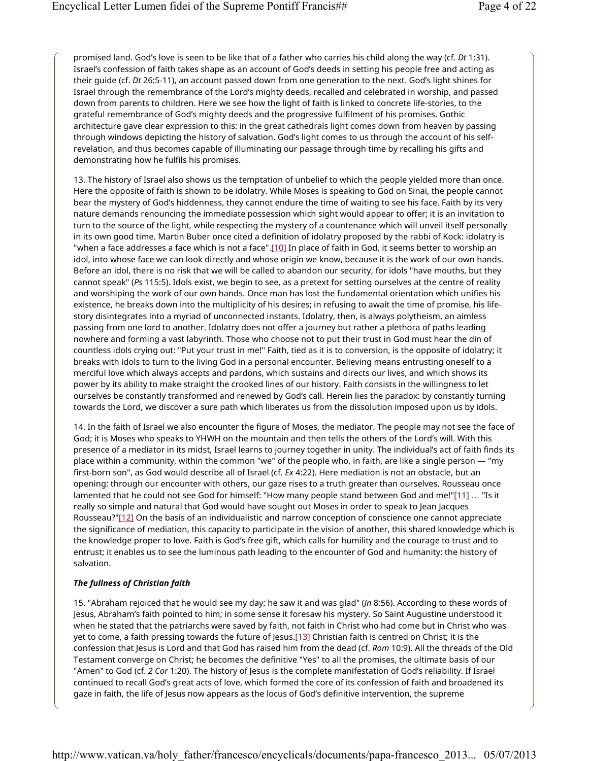promised land. God's love is seen to be like that of a father who carries his child along the way (cf. *Dt* 1:31). Israel's confession of faith takes shape as an account of God's deeds in setting his people free and acting as their guide (cf. *Dt* 26:5-11), an account passed down from one generation to the next. God's light shines for Israel through the remembrance of the Lord's mighty deeds, recalled and celebrated in worship, and passed down from parents to children. Here we see how the light of faith is linked to concrete life-stories, to the grateful remembrance of God's mighty deeds and the progressive fulfilment of his promises. Gothic architecture gave clear expression to this: in the great cathedrals light comes down from heaven by passing through windows depicting the history of salvation. God's light comes to us through the account of his self-revelation, and thus becomes capable of illuminating our passage through time by recalling his gifts and demonstrating how he fulfils his promises.

13. The history of Israel also shows us the temptation of unbelief to which the people yielded more than once. Here the opposite of faith is shown to be idolatry. While Moses is speaking to God on Sinai, the people cannot bear the mystery of God's hiddenness, they cannot endure the time of waiting to see his face. Faith by its very nature demands renouncing the immediate possession which sight would appear to offer; it is an invitation to turn to the source of the light, while respecting the mystery of a countenance which will unveil itself personally in its own good time. Martin Buber once cited a definition of idolatry proposed by the rabbi of Kock: idolatry is "when a face addresses a face which is not a face".[10] In place of faith in God, it seems better to worship an idol, into whose face we can look directly and whose origin we know, because it is the work of our own hands. Before an idol, there is no risk that we will be called to abandon our security, for idols "have mouths, but they cannot speak" (*Ps* 115:5). Idols exist, we begin to see, as a pretext for setting ourselves at the centre of reality and worshiping the work of our own hands. Once man has lost the fundamental orientation which unifies his existence, he breaks down into the multiplicity of his desires; in refusing to await the time of promise, his life-story disintegrates into a myriad of unconnected instants. Idolatry, then, is always polytheism, an aimless passing from one lord to another. Idolatry does not offer a journey but rather a plethora of paths leading nowhere and forming a vast labyrinth. Those who choose not to put their trust in God must hear the din of countless idols crying out: "Put your trust in me!" Faith, tied as it is to conversion, is the opposite of idolatry; it breaks with idols to turn to the living God in a personal encounter. Believing means entrusting oneself to a merciful love which always accepts and pardons, which sustains and directs our lives, and which shows its power by its ability to make straight the crooked lines of our history. Faith consists in the willingness to let ourselves be constantly transformed and renewed by God's call. Herein lies the paradox: by constantly turning towards the Lord, we discover a sure path which liberates us from the dissolution imposed upon us by idols.

14. In the faith of Israel we also encounter the figure of Moses, the mediator. The people may not see the face of God; it is Moses who speaks to YHWH on the mountain and then tells the others of the Lord's will. With this presence of a mediator in its midst, Israel learns to journey together in unity. The individual's act of faith finds its place within a community, within the common "we" of the people who, in faith, are like a single person — "my first-born son", as God would describe all of Israel (cf. *Ex* 4:22). Here mediation is not an obstacle, but an opening: through our encounter with others, our gaze rises to a truth greater than ourselves. Rousseau once lamented that he could not see God for himself: "How many people stand between God and me!"[11] … "Is it really so simple and natural that God would have sought out Moses in order to speak to Jean Jacques Rousseau?"[12] On the basis of an individualistic and narrow conception of conscience one cannot appreciate the significance of mediation, this capacity to participate in the vision of another, this shared knowledge which is the knowledge proper to love. Faith is God's free gift, which calls for humility and the courage to trust and to entrust; it enables us to see the luminous path leading to the encounter of God and humanity: the history of salvation.

***The fullness of Christian faith***

15. "Abraham rejoiced that he would see my day; he saw it and was glad" (*Jn* 8:56). According to these words of Jesus, Abraham's faith pointed to him; in some sense it foresaw his mystery. So Saint Augustine understood it when he stated that the patriarchs were saved by faith, not faith in Christ who had come but in Christ who was yet to come, a faith pressing towards the future of Jesus.[13] Christian faith is centred on Christ; it is the confession that Jesus is Lord and that God has raised him from the dead (cf. *Rom* 10:9). All the threads of the Old Testament converge on Christ; he becomes the definitive "Yes" to all the promises, the ultimate basis of our "Amen" to God (cf. *2 Cor* 1:20). The history of Jesus is the complete manifestation of God's reliability. If Israel continued to recall God's great acts of love, which formed the core of its confession of faith and broadened its gaze in faith, the life of Jesus now appears as the locus of God's definitive intervention, the supreme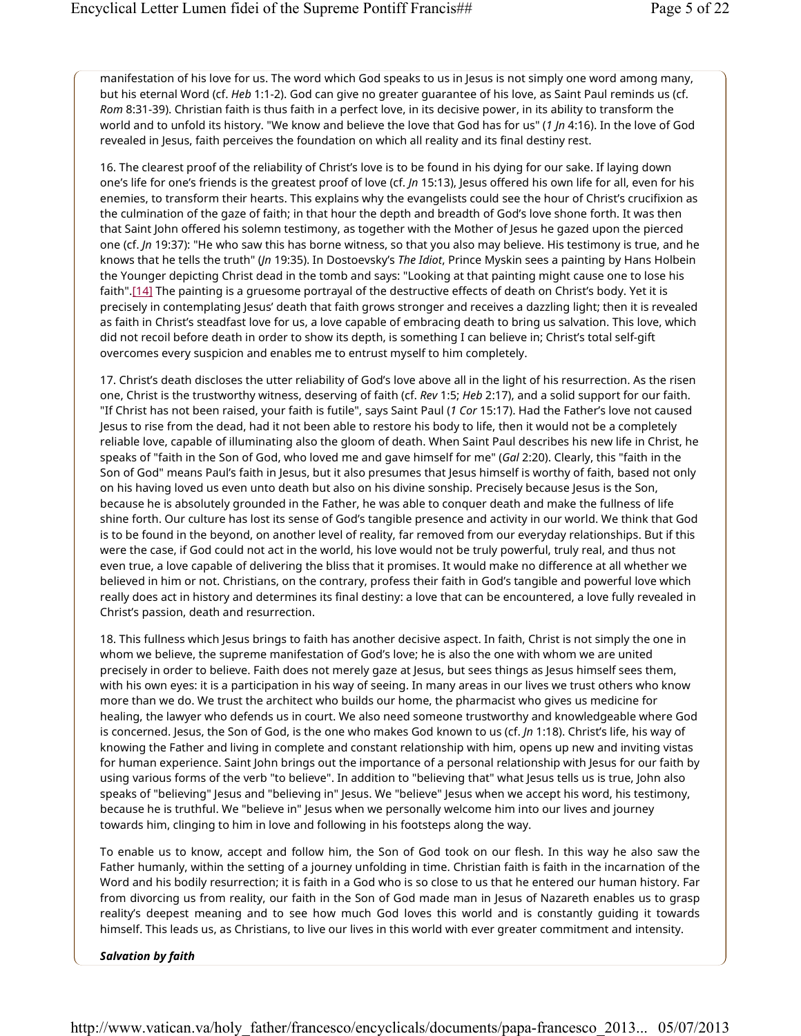manifestation of his love for us. The word which God speaks to us in Jesus is not simply one word among many, but his eternal Word (cf. *Heb* 1:1-2). God can give no greater guarantee of his love, as Saint Paul reminds us (cf. *Rom* 8:31-39). Christian faith is thus faith in a perfect love, in its decisive power, in its ability to transform the world and to unfold its history. "We know and believe the love that God has for us" (*1 Jn* 4:16). In the love of God revealed in Jesus, faith perceives the foundation on which all reality and its final destiny rest.

16. The clearest proof of the reliability of Christ's love is to be found in his dying for our sake. If laying down one's life for one's friends is the greatest proof of love (cf. *Jn* 15:13), Jesus offered his own life for all, even for his enemies, to transform their hearts. This explains why the evangelists could see the hour of Christ's crucifixion as the culmination of the gaze of faith; in that hour the depth and breadth of God's love shone forth. It was then that Saint John offered his solemn testimony, as together with the Mother of Jesus he gazed upon the pierced one (cf. *Jn* 19:37): "He who saw this has borne witness, so that you also may believe. His testimony is true, and he knows that he tells the truth" (*Jn* 19:35). In Dostoevsky's *The Idiot*, Prince Myskin sees a painting by Hans Holbein the Younger depicting Christ dead in the tomb and says: "Looking at that painting might cause one to lose his faith".[14] The painting is a gruesome portrayal of the destructive effects of death on Christ's body. Yet it is precisely in contemplating Jesus' death that faith grows stronger and receives a dazzling light; then it is revealed as faith in Christ's steadfast love for us, a love capable of embracing death to bring us salvation. This love, which did not recoil before death in order to show its depth, is something I can believe in; Christ's total self-gift overcomes every suspicion and enables me to entrust myself to him completely.

17. Christ's death discloses the utter reliability of God's love above all in the light of his resurrection. As the risen one, Christ is the trustworthy witness, deserving of faith (cf. *Rev* 1:5; *Heb* 2:17), and a solid support for our faith. "If Christ has not been raised, your faith is futile", says Saint Paul (*1 Cor* 15:17). Had the Father's love not caused Jesus to rise from the dead, had it not been able to restore his body to life, then it would not be a completely reliable love, capable of illuminating also the gloom of death. When Saint Paul describes his new life in Christ, he speaks of "faith in the Son of God, who loved me and gave himself for me" (*Gal* 2:20). Clearly, this "faith in the Son of God" means Paul's faith in Jesus, but it also presumes that Jesus himself is worthy of faith, based not only on his having loved us even unto death but also on his divine sonship. Precisely because Jesus is the Son, because he is absolutely grounded in the Father, he was able to conquer death and make the fullness of life shine forth. Our culture has lost its sense of God's tangible presence and activity in our world. We think that God is to be found in the beyond, on another level of reality, far removed from our everyday relationships. But if this were the case, if God could not act in the world, his love would not be truly powerful, truly real, and thus not even true, a love capable of delivering the bliss that it promises. It would make no difference at all whether we believed in him or not. Christians, on the contrary, profess their faith in God's tangible and powerful love which really does act in history and determines its final destiny: a love that can be encountered, a love fully revealed in Christ's passion, death and resurrection.

18. This fullness which Jesus brings to faith has another decisive aspect. In faith, Christ is not simply the one in whom we believe, the supreme manifestation of God's love; he is also the one with whom we are united precisely in order to believe. Faith does not merely gaze at Jesus, but sees things as Jesus himself sees them, with his own eyes: it is a participation in his way of seeing. In many areas in our lives we trust others who know more than we do. We trust the architect who builds our home, the pharmacist who gives us medicine for healing, the lawyer who defends us in court. We also need someone trustworthy and knowledgeable where God is concerned. Jesus, the Son of God, is the one who makes God known to us (cf. *Jn* 1:18). Christ's life, his way of knowing the Father and living in complete and constant relationship with him, opens up new and inviting vistas for human experience. Saint John brings out the importance of a personal relationship with Jesus for our faith by using various forms of the verb "to believe". In addition to "believing that" what Jesus tells us is true, John also speaks of "believing" Jesus and "believing in" Jesus. We "believe" Jesus when we accept his word, his testimony, because he is truthful. We "believe in" Jesus when we personally welcome him into our lives and journey towards him, clinging to him in love and following in his footsteps along the way.

To enable us to know, accept and follow him, the Son of God took on our flesh. In this way he also saw the Father humanly, within the setting of a journey unfolding in time. Christian faith is faith in the incarnation of the Word and his bodily resurrection; it is faith in a God who is so close to us that he entered our human history. Far from divorcing us from reality, our faith in the Son of God made man in Jesus of Nazareth enables us to grasp reality's deepest meaning and to see how much God loves this world and is constantly guiding it towards himself. This leads us, as Christians, to live our lives in this world with ever greater commitment and intensity.

### *Salvation by faith*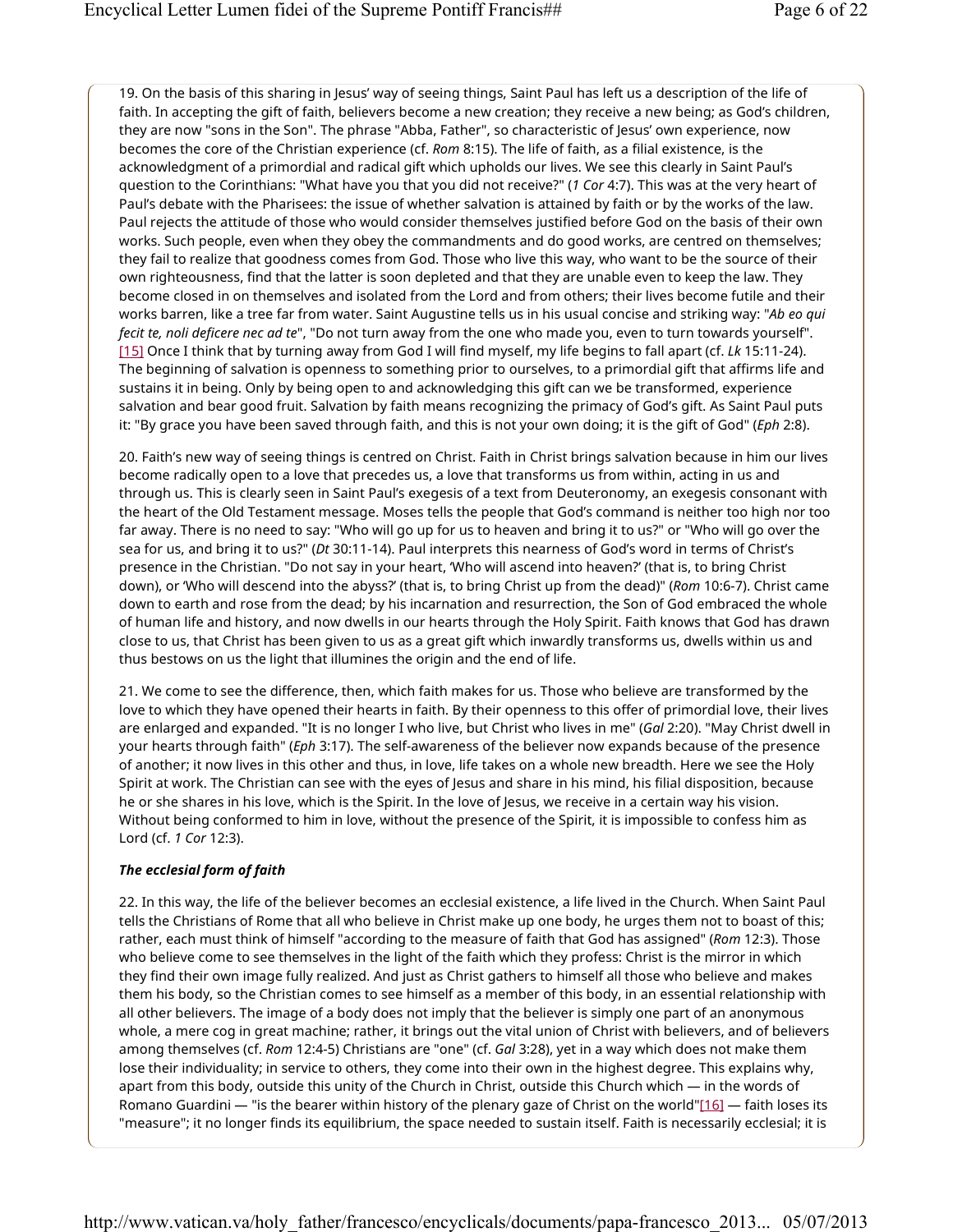19. On the basis of this sharing in Jesus' way of seeing things, Saint Paul has left us a description of the life of faith. In accepting the gift of faith, believers become a new creation; they receive a new being; as God's children, they are now "sons in the Son". The phrase "Abba, Father", so characteristic of Jesus' own experience, now becomes the core of the Christian experience (cf. *Rom* 8:15). The life of faith, as a filial existence, is the acknowledgment of a primordial and radical gift which upholds our lives. We see this clearly in Saint Paul's question to the Corinthians: "What have you that you did not receive?" (*1 Cor* 4:7). This was at the very heart of Paul's debate with the Pharisees: the issue of whether salvation is attained by faith or by the works of the law. Paul rejects the attitude of those who would consider themselves justified before God on the basis of their own works. Such people, even when they obey the commandments and do good works, are centred on themselves; they fail to realize that goodness comes from God. Those who live this way, who want to be the source of their own righteousness, find that the latter is soon depleted and that they are unable even to keep the law. They become closed in on themselves and isolated from the Lord and from others; their lives become futile and their works barren, like a tree far from water. Saint Augustine tells us in his usual concise and striking way: "*Ab eo qui fecit te, noli deficere nec ad te*", "Do not turn away from the one who made you, even to turn towards yourself". [15] Once I think that by turning away from God I will find myself, my life begins to fall apart (cf. *Lk* 15:11-24). The beginning of salvation is openness to something prior to ourselves, to a primordial gift that affirms life and sustains it in being. Only by being open to and acknowledging this gift can we be transformed, experience salvation and bear good fruit. Salvation by faith means recognizing the primacy of God's gift. As Saint Paul puts it: "By grace you have been saved through faith, and this is not your own doing; it is the gift of God" (*Eph* 2:8).

20. Faith's new way of seeing things is centred on Christ. Faith in Christ brings salvation because in him our lives become radically open to a love that precedes us, a love that transforms us from within, acting in us and through us. This is clearly seen in Saint Paul's exegesis of a text from Deuteronomy, an exegesis consonant with the heart of the Old Testament message. Moses tells the people that God's command is neither too high nor too far away. There is no need to say: "Who will go up for us to heaven and bring it to us?" or "Who will go over the sea for us, and bring it to us?" (*Dt* 30:11-14). Paul interprets this nearness of God's word in terms of Christ's presence in the Christian. "Do not say in your heart, 'Who will ascend into heaven?' (that is, to bring Christ down), or 'Who will descend into the abyss?' (that is, to bring Christ up from the dead)" (*Rom* 10:6-7). Christ came down to earth and rose from the dead; by his incarnation and resurrection, the Son of God embraced the whole of human life and history, and now dwells in our hearts through the Holy Spirit. Faith knows that God has drawn close to us, that Christ has been given to us as a great gift which inwardly transforms us, dwells within us and thus bestows on us the light that illumines the origin and the end of life.

21. We come to see the difference, then, which faith makes for us. Those who believe are transformed by the love to which they have opened their hearts in faith. By their openness to this offer of primordial love, their lives are enlarged and expanded. "It is no longer I who live, but Christ who lives in me" (*Gal* 2:20). "May Christ dwell in your hearts through faith" (*Eph* 3:17). The self-awareness of the believer now expands because of the presence of another; it now lives in this other and thus, in love, life takes on a whole new breadth. Here we see the Holy Spirit at work. The Christian can see with the eyes of Jesus and share in his mind, his filial disposition, because he or she shares in his love, which is the Spirit. In the love of Jesus, we receive in a certain way his vision. Without being conformed to him in love, without the presence of the Spirit, it is impossible to confess him as Lord (cf. *1 Cor* 12:3).

### *The ecclesial form of faith*

22. In this way, the life of the believer becomes an ecclesial existence, a life lived in the Church. When Saint Paul tells the Christians of Rome that all who believe in Christ make up one body, he urges them not to boast of this; rather, each must think of himself "according to the measure of faith that God has assigned" (*Rom* 12:3). Those who believe come to see themselves in the light of the faith which they profess: Christ is the mirror in which they find their own image fully realized. And just as Christ gathers to himself all those who believe and makes them his body, so the Christian comes to see himself as a member of this body, in an essential relationship with all other believers. The image of a body does not imply that the believer is simply one part of an anonymous whole, a mere cog in great machine; rather, it brings out the vital union of Christ with believers, and of believers among themselves (cf. *Rom* 12:4-5) Christians are "one" (cf. *Gal* 3:28), yet in a way which does not make them lose their individuality; in service to others, they come into their own in the highest degree. This explains why, apart from this body, outside this unity of the Church in Christ, outside this Church which — in the words of Romano Guardini — "is the bearer within history of the plenary gaze of Christ on the world"[16] — faith loses its "measure"; it no longer finds its equilibrium, the space needed to sustain itself. Faith is necessarily ecclesial; it is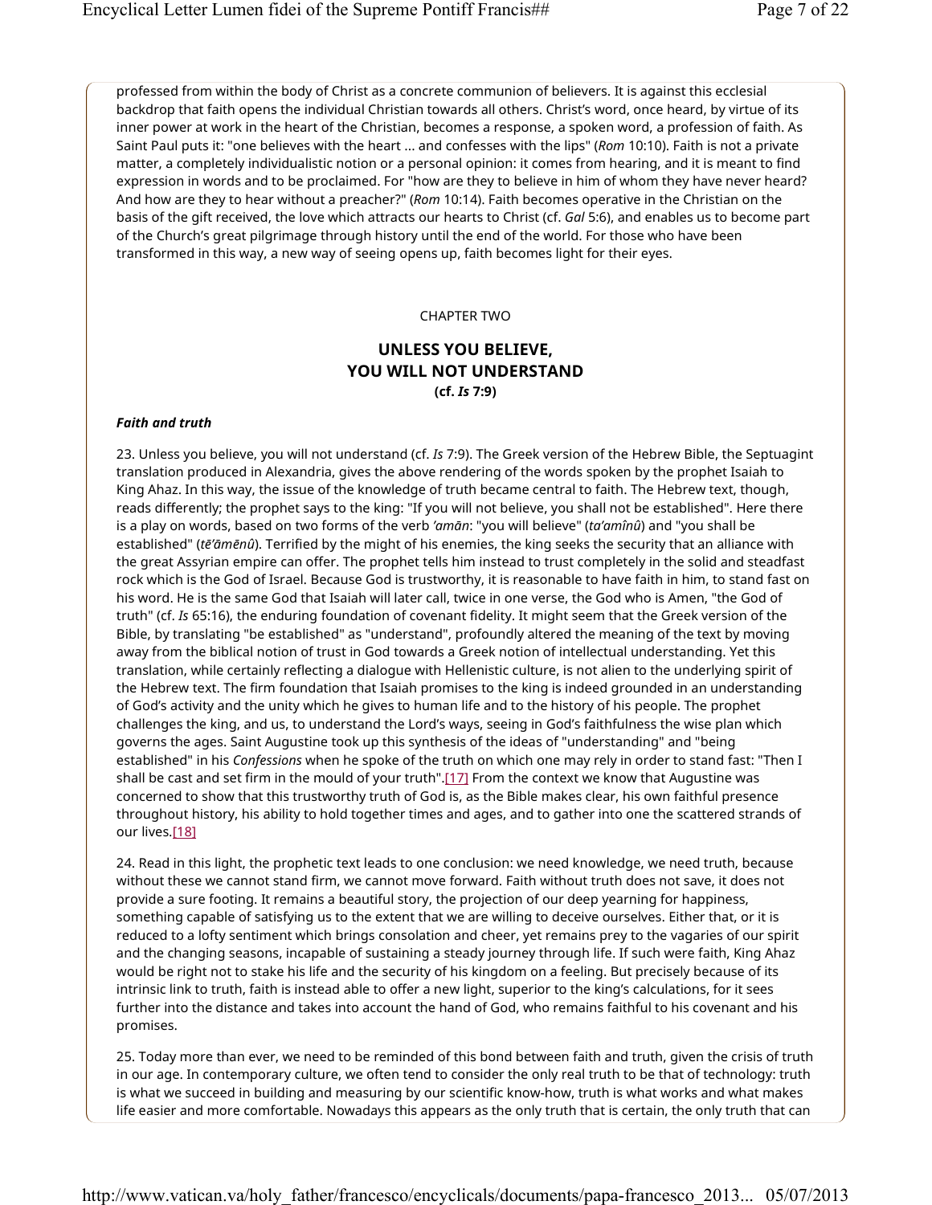professed from within the body of Christ as a concrete communion of believers. It is against this ecclesial backdrop that faith opens the individual Christian towards all others. Christ's word, once heard, by virtue of its inner power at work in the heart of the Christian, becomes a response, a spoken word, a profession of faith. As Saint Paul puts it: "one believes with the heart ... and confesses with the lips" (*Rom* 10:10). Faith is not a private matter, a completely individualistic notion or a personal opinion: it comes from hearing, and it is meant to find expression in words and to be proclaimed. For "how are they to believe in him of whom they have never heard? And how are they to hear without a preacher?" (*Rom* 10:14). Faith becomes operative in the Christian on the basis of the gift received, the love which attracts our hearts to Christ (cf. *Gal* 5:6), and enables us to become part of the Church's great pilgrimage through history until the end of the world. For those who have been transformed in this way, a new way of seeing opens up, faith becomes light for their eyes.

CHAPTER TWO

## UNLESS YOU BELIEVE, YOU WILL NOT UNDERSTAND

**(cf. *Is* 7:9)**

### *Faith and truth*

23. Unless you believe, you will not understand (cf. *Is* 7:9). The Greek version of the Hebrew Bible, the Septuagint translation produced in Alexandria, gives the above rendering of the words spoken by the prophet Isaiah to King Ahaz. In this way, the issue of the knowledge of truth became central to faith. The Hebrew text, though, reads differently; the prophet says to the king: "If you will not believe, you shall not be established". Here there is a play on words, based on two forms of the verb *'amān*: "you will believe" (*ta'amînû*) and "you shall be established" (*tē'āmēnû*). Terrified by the might of his enemies, the king seeks the security that an alliance with the great Assyrian empire can offer. The prophet tells him instead to trust completely in the solid and steadfast rock which is the God of Israel. Because God is trustworthy, it is reasonable to have faith in him, to stand fast on his word. He is the same God that Isaiah will later call, twice in one verse, the God who is Amen, "the God of truth" (cf. *Is* 65:16), the enduring foundation of covenant fidelity. It might seem that the Greek version of the Bible, by translating "be established" as "understand", profoundly altered the meaning of the text by moving away from the biblical notion of trust in God towards a Greek notion of intellectual understanding. Yet this translation, while certainly reflecting a dialogue with Hellenistic culture, is not alien to the underlying spirit of the Hebrew text. The firm foundation that Isaiah promises to the king is indeed grounded in an understanding of God's activity and the unity which he gives to human life and to the history of his people. The prophet challenges the king, and us, to understand the Lord's ways, seeing in God's faithfulness the wise plan which governs the ages. Saint Augustine took up this synthesis of the ideas of "understanding" and "being established" in his *Confessions* when he spoke of the truth on which one may rely in order to stand fast: "Then I shall be cast and set firm in the mould of your truth".[17] From the context we know that Augustine was concerned to show that this trustworthy truth of God is, as the Bible makes clear, his own faithful presence throughout history, his ability to hold together times and ages, and to gather into one the scattered strands of our lives.[18]

24. Read in this light, the prophetic text leads to one conclusion: we need knowledge, we need truth, because without these we cannot stand firm, we cannot move forward. Faith without truth does not save, it does not provide a sure footing. It remains a beautiful story, the projection of our deep yearning for happiness, something capable of satisfying us to the extent that we are willing to deceive ourselves. Either that, or it is reduced to a lofty sentiment which brings consolation and cheer, yet remains prey to the vagaries of our spirit and the changing seasons, incapable of sustaining a steady journey through life. If such were faith, King Ahaz would be right not to stake his life and the security of his kingdom on a feeling. But precisely because of its intrinsic link to truth, faith is instead able to offer a new light, superior to the king's calculations, for it sees further into the distance and takes into account the hand of God, who remains faithful to his covenant and his promises.

25. Today more than ever, we need to be reminded of this bond between faith and truth, given the crisis of truth in our age. In contemporary culture, we often tend to consider the only real truth to be that of technology: truth is what we succeed in building and measuring by our scientific know-how, truth is what works and what makes life easier and more comfortable. Nowadays this appears as the only truth that is certain, the only truth that can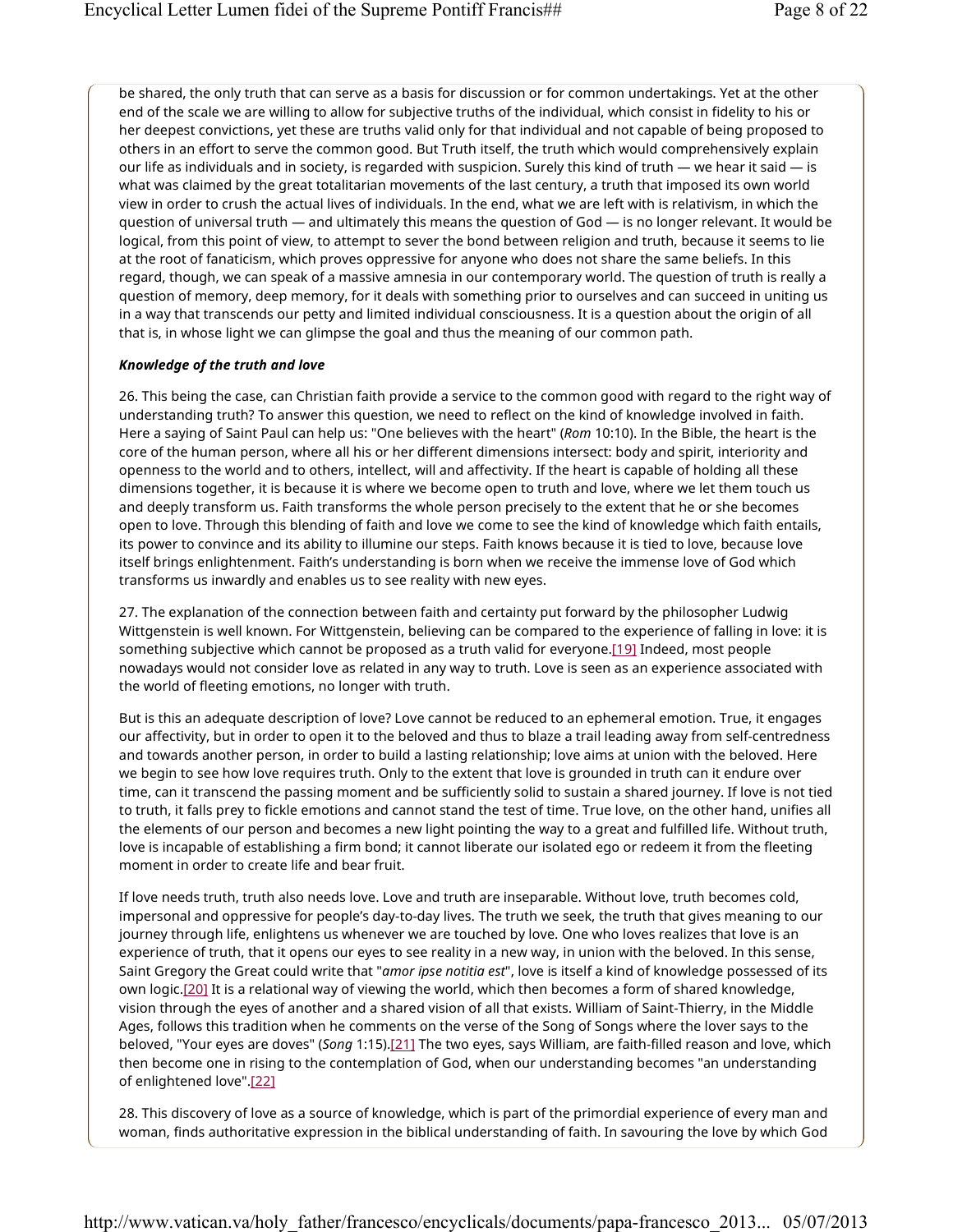be shared, the only truth that can serve as a basis for discussion or for common undertakings. Yet at the other end of the scale we are willing to allow for subjective truths of the individual, which consist in fidelity to his or her deepest convictions, yet these are truths valid only for that individual and not capable of being proposed to others in an effort to serve the common good. But Truth itself, the truth which would comprehensively explain our life as individuals and in society, is regarded with suspicion. Surely this kind of truth — we hear it said — is what was claimed by the great totalitarian movements of the last century, a truth that imposed its own world view in order to crush the actual lives of individuals. In the end, what we are left with is relativism, in which the question of universal truth — and ultimately this means the question of God — is no longer relevant. It would be logical, from this point of view, to attempt to sever the bond between religion and truth, because it seems to lie at the root of fanaticism, which proves oppressive for anyone who does not share the same beliefs. In this regard, though, we can speak of a massive amnesia in our contemporary world. The question of truth is really a question of memory, deep memory, for it deals with something prior to ourselves and can succeed in uniting us in a way that transcends our petty and limited individual consciousness. It is a question about the origin of all that is, in whose light we can glimpse the goal and thus the meaning of our common path.

***Knowledge of the truth and love***

26. This being the case, can Christian faith provide a service to the common good with regard to the right way of understanding truth? To answer this question, we need to reflect on the kind of knowledge involved in faith. Here a saying of Saint Paul can help us: "One believes with the heart" (*Rom* 10:10). In the Bible, the heart is the core of the human person, where all his or her different dimensions intersect: body and spirit, interiority and openness to the world and to others, intellect, will and affectivity. If the heart is capable of holding all these dimensions together, it is because it is where we become open to truth and love, where we let them touch us and deeply transform us. Faith transforms the whole person precisely to the extent that he or she becomes open to love. Through this blending of faith and love we come to see the kind of knowledge which faith entails, its power to convince and its ability to illumine our steps. Faith knows because it is tied to love, because love itself brings enlightenment. Faith's understanding is born when we receive the immense love of God which transforms us inwardly and enables us to see reality with new eyes.

27. The explanation of the connection between faith and certainty put forward by the philosopher Ludwig Wittgenstein is well known. For Wittgenstein, believing can be compared to the experience of falling in love: it is something subjective which cannot be proposed as a truth valid for everyone.[19] Indeed, most people nowadays would not consider love as related in any way to truth. Love is seen as an experience associated with the world of fleeting emotions, no longer with truth.

But is this an adequate description of love? Love cannot be reduced to an ephemeral emotion. True, it engages our affectivity, but in order to open it to the beloved and thus to blaze a trail leading away from self-centredness and towards another person, in order to build a lasting relationship; love aims at union with the beloved. Here we begin to see how love requires truth. Only to the extent that love is grounded in truth can it endure over time, can it transcend the passing moment and be sufficiently solid to sustain a shared journey. If love is not tied to truth, it falls prey to fickle emotions and cannot stand the test of time. True love, on the other hand, unifies all the elements of our person and becomes a new light pointing the way to a great and fulfilled life. Without truth, love is incapable of establishing a firm bond; it cannot liberate our isolated ego or redeem it from the fleeting moment in order to create life and bear fruit.

If love needs truth, truth also needs love. Love and truth are inseparable. Without love, truth becomes cold, impersonal and oppressive for people's day-to-day lives. The truth we seek, the truth that gives meaning to our journey through life, enlightens us whenever we are touched by love. One who loves realizes that love is an experience of truth, that it opens our eyes to see reality in a new way, in union with the beloved. In this sense, Saint Gregory the Great could write that "*amor ipse notitia est*", love is itself a kind of knowledge possessed of its own logic.[20] It is a relational way of viewing the world, which then becomes a form of shared knowledge, vision through the eyes of another and a shared vision of all that exists. William of Saint-Thierry, in the Middle Ages, follows this tradition when he comments on the verse of the Song of Songs where the lover says to the beloved, "Your eyes are doves" (*Song* 1:15).[21] The two eyes, says William, are faith-filled reason and love, which then become one in rising to the contemplation of God, when our understanding becomes "an understanding of enlightened love".[22]

28. This discovery of love as a source of knowledge, which is part of the primordial experience of every man and woman, finds authoritative expression in the biblical understanding of faith. In savouring the love by which God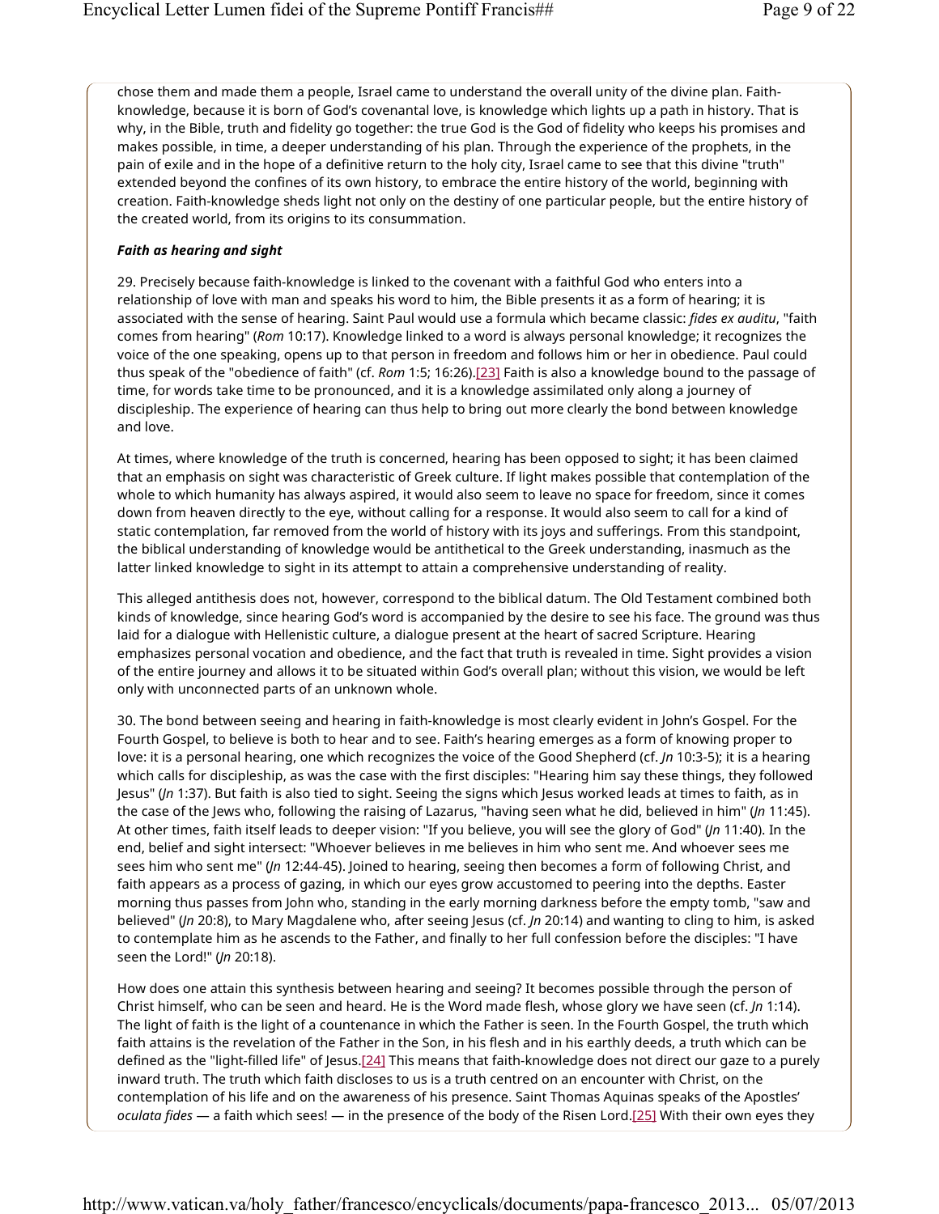chose them and made them a people, Israel came to understand the overall unity of the divine plan. Faith-knowledge, because it is born of God's covenantal love, is knowledge which lights up a path in history. That is why, in the Bible, truth and fidelity go together: the true God is the God of fidelity who keeps his promises and makes possible, in time, a deeper understanding of his plan. Through the experience of the prophets, in the pain of exile and in the hope of a definitive return to the holy city, Israel came to see that this divine "truth" extended beyond the confines of its own history, to embrace the entire history of the world, beginning with creation. Faith-knowledge sheds light not only on the destiny of one particular people, but the entire history of the created world, from its origins to its consummation.

***Faith as hearing and sight***

29. Precisely because faith-knowledge is linked to the covenant with a faithful God who enters into a relationship of love with man and speaks his word to him, the Bible presents it as a form of hearing; it is associated with the sense of hearing. Saint Paul would use a formula which became classic: *fides ex auditu*, "faith comes from hearing" (*Rom* 10:17). Knowledge linked to a word is always personal knowledge; it recognizes the voice of the one speaking, opens up to that person in freedom and follows him or her in obedience. Paul could thus speak of the "obedience of faith" (cf. *Rom* 1:5; 16:26).[23] Faith is also a knowledge bound to the passage of time, for words take time to be pronounced, and it is a knowledge assimilated only along a journey of discipleship. The experience of hearing can thus help to bring out more clearly the bond between knowledge and love.

At times, where knowledge of the truth is concerned, hearing has been opposed to sight; it has been claimed that an emphasis on sight was characteristic of Greek culture. If light makes possible that contemplation of the whole to which humanity has always aspired, it would also seem to leave no space for freedom, since it comes down from heaven directly to the eye, without calling for a response. It would also seem to call for a kind of static contemplation, far removed from the world of history with its joys and sufferings. From this standpoint, the biblical understanding of knowledge would be antithetical to the Greek understanding, inasmuch as the latter linked knowledge to sight in its attempt to attain a comprehensive understanding of reality.

This alleged antithesis does not, however, correspond to the biblical datum. The Old Testament combined both kinds of knowledge, since hearing God's word is accompanied by the desire to see his face. The ground was thus laid for a dialogue with Hellenistic culture, a dialogue present at the heart of sacred Scripture. Hearing emphasizes personal vocation and obedience, and the fact that truth is revealed in time. Sight provides a vision of the entire journey and allows it to be situated within God's overall plan; without this vision, we would be left only with unconnected parts of an unknown whole.

30. The bond between seeing and hearing in faith-knowledge is most clearly evident in John's Gospel. For the Fourth Gospel, to believe is both to hear and to see. Faith's hearing emerges as a form of knowing proper to love: it is a personal hearing, one which recognizes the voice of the Good Shepherd (cf. *Jn* 10:3-5); it is a hearing which calls for discipleship, as was the case with the first disciples: "Hearing him say these things, they followed Jesus" (*Jn* 1:37). But faith is also tied to sight. Seeing the signs which Jesus worked leads at times to faith, as in the case of the Jews who, following the raising of Lazarus, "having seen what he did, believed in him" (*Jn* 11:45). At other times, faith itself leads to deeper vision: "If you believe, you will see the glory of God" (*Jn* 11:40). In the end, belief and sight intersect: "Whoever believes in me believes in him who sent me. And whoever sees me sees him who sent me" (*Jn* 12:44-45). Joined to hearing, seeing then becomes a form of following Christ, and faith appears as a process of gazing, in which our eyes grow accustomed to peering into the depths. Easter morning thus passes from John who, standing in the early morning darkness before the empty tomb, "saw and believed" (*Jn* 20:8), to Mary Magdalene who, after seeing Jesus (cf. *Jn* 20:14) and wanting to cling to him, is asked to contemplate him as he ascends to the Father, and finally to her full confession before the disciples: "I have seen the Lord!" (*Jn* 20:18).

How does one attain this synthesis between hearing and seeing? It becomes possible through the person of Christ himself, who can be seen and heard. He is the Word made flesh, whose glory we have seen (cf. *Jn* 1:14). The light of faith is the light of a countenance in which the Father is seen. In the Fourth Gospel, the truth which faith attains is the revelation of the Father in the Son, in his flesh and in his earthly deeds, a truth which can be defined as the "light-filled life" of Jesus.[24] This means that faith-knowledge does not direct our gaze to a purely inward truth. The truth which faith discloses to us is a truth centred on an encounter with Christ, on the contemplation of his life and on the awareness of his presence. Saint Thomas Aquinas speaks of the Apostles' *oculata fides* — a faith which sees! — in the presence of the body of the Risen Lord.[25] With their own eyes they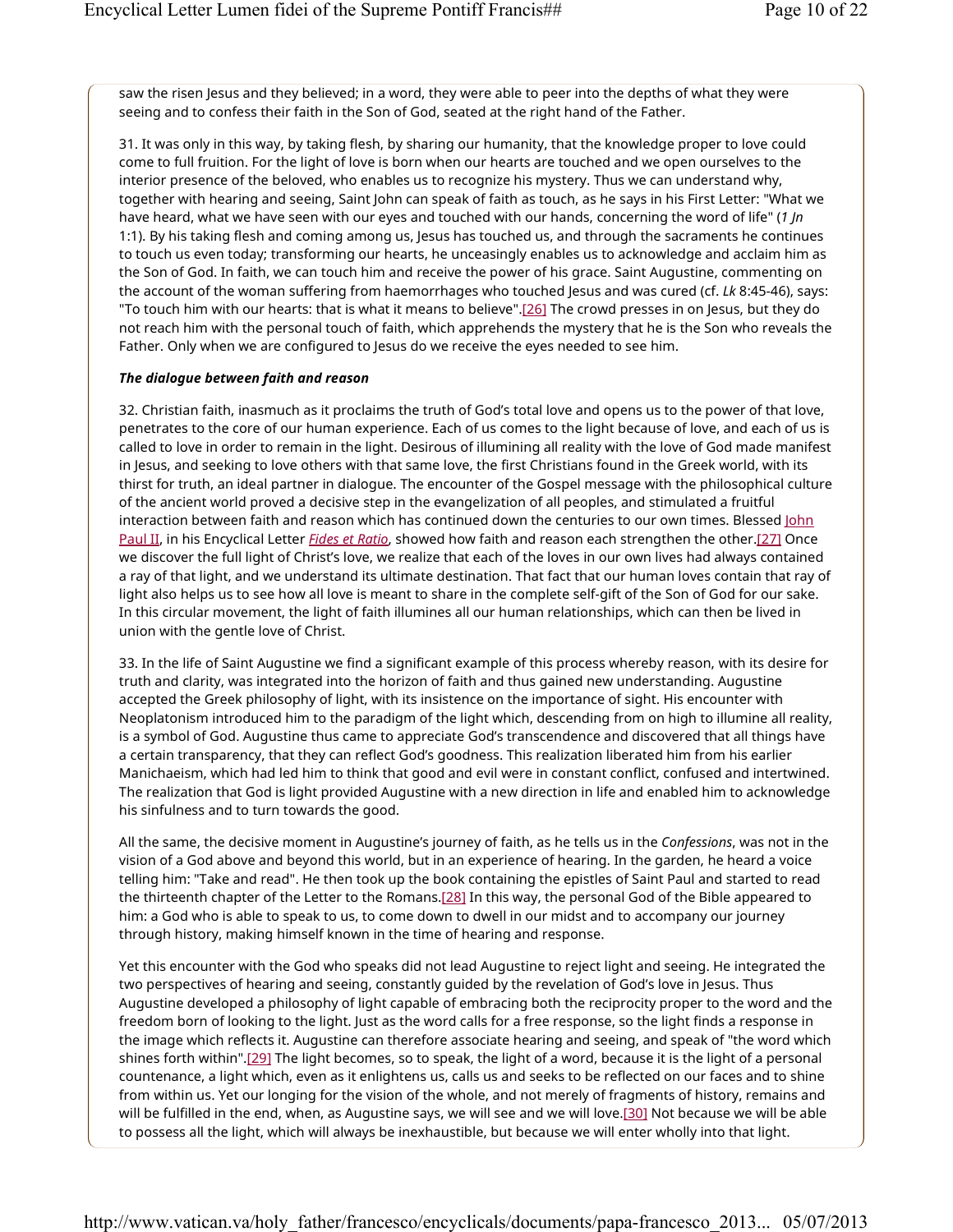saw the risen Jesus and they believed; in a word, they were able to peer into the depths of what they were seeing and to confess their faith in the Son of God, seated at the right hand of the Father.

31. It was only in this way, by taking flesh, by sharing our humanity, that the knowledge proper to love could come to full fruition. For the light of love is born when our hearts are touched and we open ourselves to the interior presence of the beloved, who enables us to recognize his mystery. Thus we can understand why, together with hearing and seeing, Saint John can speak of faith as touch, as he says in his First Letter: "What we have heard, what we have seen with our eyes and touched with our hands, concerning the word of life" (*1 Jn* 1:1). By his taking flesh and coming among us, Jesus has touched us, and through the sacraments he continues to touch us even today; transforming our hearts, he unceasingly enables us to acknowledge and acclaim him as the Son of God. In faith, we can touch him and receive the power of his grace. Saint Augustine, commenting on the account of the woman suffering from haemorrhages who touched Jesus and was cured (cf. *Lk* 8:45-46), says: "To touch him with our hearts: that is what it means to believe".[26] The crowd presses in on Jesus, but they do not reach him with the personal touch of faith, which apprehends the mystery that he is the Son who reveals the Father. Only when we are configured to Jesus do we receive the eyes needed to see him.

***The dialogue between faith and reason***

32. Christian faith, inasmuch as it proclaims the truth of God's total love and opens us to the power of that love, penetrates to the core of our human experience. Each of us comes to the light because of love, and each of us is called to love in order to remain in the light. Desirous of illumining all reality with the love of God made manifest in Jesus, and seeking to love others with that same love, the first Christians found in the Greek world, with its thirst for truth, an ideal partner in dialogue. The encounter of the Gospel message with the philosophical culture of the ancient world proved a decisive step in the evangelization of all peoples, and stimulated a fruitful interaction between faith and reason which has continued down the centuries to our own times. Blessed John Paul II, in his Encyclical Letter *Fides et Ratio*, showed how faith and reason each strengthen the other.[27] Once we discover the full light of Christ's love, we realize that each of the loves in our own lives had always contained a ray of that light, and we understand its ultimate destination. That fact that our human loves contain that ray of light also helps us to see how all love is meant to share in the complete self-gift of the Son of God for our sake. In this circular movement, the light of faith illumines all our human relationships, which can then be lived in union with the gentle love of Christ.

33. In the life of Saint Augustine we find a significant example of this process whereby reason, with its desire for truth and clarity, was integrated into the horizon of faith and thus gained new understanding. Augustine accepted the Greek philosophy of light, with its insistence on the importance of sight. His encounter with Neoplatonism introduced him to the paradigm of the light which, descending from on high to illumine all reality, is a symbol of God. Augustine thus came to appreciate God's transcendence and discovered that all things have a certain transparency, that they can reflect God's goodness. This realization liberated him from his earlier Manichaeism, which had led him to think that good and evil were in constant conflict, confused and intertwined. The realization that God is light provided Augustine with a new direction in life and enabled him to acknowledge his sinfulness and to turn towards the good.

All the same, the decisive moment in Augustine's journey of faith, as he tells us in the *Confessions*, was not in the vision of a God above and beyond this world, but in an experience of hearing. In the garden, he heard a voice telling him: "Take and read". He then took up the book containing the epistles of Saint Paul and started to read the thirteenth chapter of the Letter to the Romans.[28] In this way, the personal God of the Bible appeared to him: a God who is able to speak to us, to come down to dwell in our midst and to accompany our journey through history, making himself known in the time of hearing and response.

Yet this encounter with the God who speaks did not lead Augustine to reject light and seeing. He integrated the two perspectives of hearing and seeing, constantly guided by the revelation of God's love in Jesus. Thus Augustine developed a philosophy of light capable of embracing both the reciprocity proper to the word and the freedom born of looking to the light. Just as the word calls for a free response, so the light finds a response in the image which reflects it. Augustine can therefore associate hearing and seeing, and speak of "the word which shines forth within".[29] The light becomes, so to speak, the light of a word, because it is the light of a personal countenance, a light which, even as it enlightens us, calls us and seeks to be reflected on our faces and to shine from within us. Yet our longing for the vision of the whole, and not merely of fragments of history, remains and will be fulfilled in the end, when, as Augustine says, we will see and we will love.[30] Not because we will be able to possess all the light, which will always be inexhaustible, but because we will enter wholly into that light.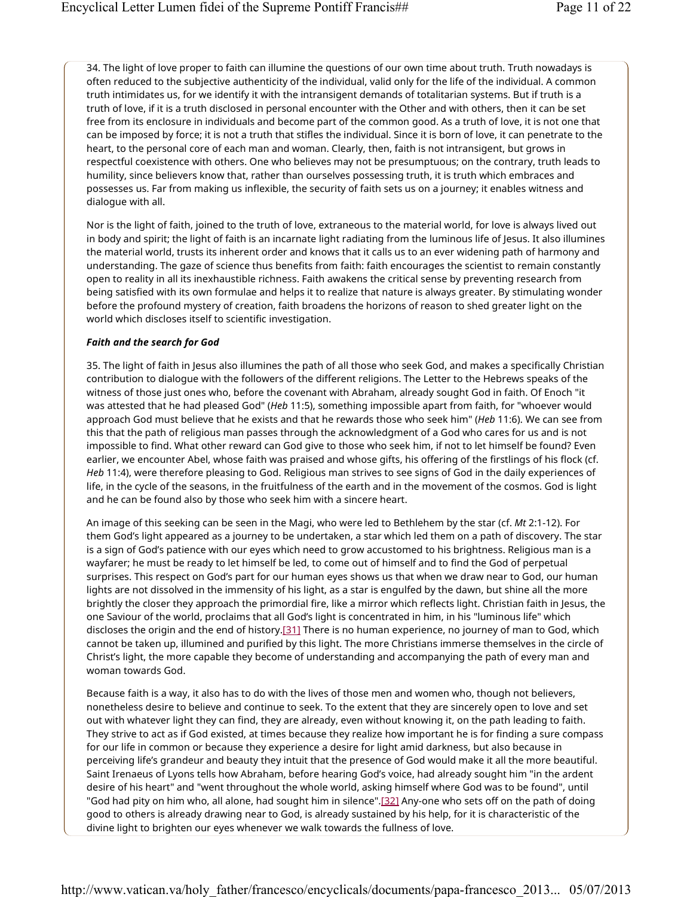34. The light of love proper to faith can illumine the questions of our own time about truth. Truth nowadays is often reduced to the subjective authenticity of the individual, valid only for the life of the individual. A common truth intimidates us, for we identify it with the intransigent demands of totalitarian systems. But if truth is a truth of love, if it is a truth disclosed in personal encounter with the Other and with others, then it can be set free from its enclosure in individuals and become part of the common good. As a truth of love, it is not one that can be imposed by force; it is not a truth that stifles the individual. Since it is born of love, it can penetrate to the heart, to the personal core of each man and woman. Clearly, then, faith is not intransigent, but grows in respectful coexistence with others. One who believes may not be presumptuous; on the contrary, truth leads to humility, since believers know that, rather than ourselves possessing truth, it is truth which embraces and possesses us. Far from making us inflexible, the security of faith sets us on a journey; it enables witness and dialogue with all.

Nor is the light of faith, joined to the truth of love, extraneous to the material world, for love is always lived out in body and spirit; the light of faith is an incarnate light radiating from the luminous life of Jesus. It also illumines the material world, trusts its inherent order and knows that it calls us to an ever widening path of harmony and understanding. The gaze of science thus benefits from faith: faith encourages the scientist to remain constantly open to reality in all its inexhaustible richness. Faith awakens the critical sense by preventing research from being satisfied with its own formulae and helps it to realize that nature is always greater. By stimulating wonder before the profound mystery of creation, faith broadens the horizons of reason to shed greater light on the world which discloses itself to scientific investigation.

***Faith and the search for God***

35. The light of faith in Jesus also illumines the path of all those who seek God, and makes a specifically Christian contribution to dialogue with the followers of the different religions. The Letter to the Hebrews speaks of the witness of those just ones who, before the covenant with Abraham, already sought God in faith. Of Enoch "it was attested that he had pleased God" (*Heb* 11:5), something impossible apart from faith, for "whoever would approach God must believe that he exists and that he rewards those who seek him" (*Heb* 11:6). We can see from this that the path of religious man passes through the acknowledgment of a God who cares for us and is not impossible to find. What other reward can God give to those who seek him, if not to let himself be found? Even earlier, we encounter Abel, whose faith was praised and whose gifts, his offering of the firstlings of his flock (cf. *Heb* 11:4), were therefore pleasing to God. Religious man strives to see signs of God in the daily experiences of life, in the cycle of the seasons, in the fruitfulness of the earth and in the movement of the cosmos. God is light and he can be found also by those who seek him with a sincere heart.

An image of this seeking can be seen in the Magi, who were led to Bethlehem by the star (cf. *Mt* 2:1-12). For them God's light appeared as a journey to be undertaken, a star which led them on a path of discovery. The star is a sign of God's patience with our eyes which need to grow accustomed to his brightness. Religious man is a wayfarer; he must be ready to let himself be led, to come out of himself and to find the God of perpetual surprises. This respect on God's part for our human eyes shows us that when we draw near to God, our human lights are not dissolved in the immensity of his light, as a star is engulfed by the dawn, but shine all the more brightly the closer they approach the primordial fire, like a mirror which reflects light. Christian faith in Jesus, the one Saviour of the world, proclaims that all God's light is concentrated in him, in his "luminous life" which discloses the origin and the end of history.[31] There is no human experience, no journey of man to God, which cannot be taken up, illumined and purified by this light. The more Christians immerse themselves in the circle of Christ's light, the more capable they become of understanding and accompanying the path of every man and woman towards God.

Because faith is a way, it also has to do with the lives of those men and women who, though not believers, nonetheless desire to believe and continue to seek. To the extent that they are sincerely open to love and set out with whatever light they can find, they are already, even without knowing it, on the path leading to faith. They strive to act as if God existed, at times because they realize how important he is for finding a sure compass for our life in common or because they experience a desire for light amid darkness, but also because in perceiving life's grandeur and beauty they intuit that the presence of God would make it all the more beautiful. Saint Irenaeus of Lyons tells how Abraham, before hearing God's voice, had already sought him "in the ardent desire of his heart" and "went throughout the whole world, asking himself where God was to be found", until "God had pity on him who, all alone, had sought him in silence".[32] Any-one who sets off on the path of doing good to others is already drawing near to God, is already sustained by his help, for it is characteristic of the divine light to brighten our eyes whenever we walk towards the fullness of love.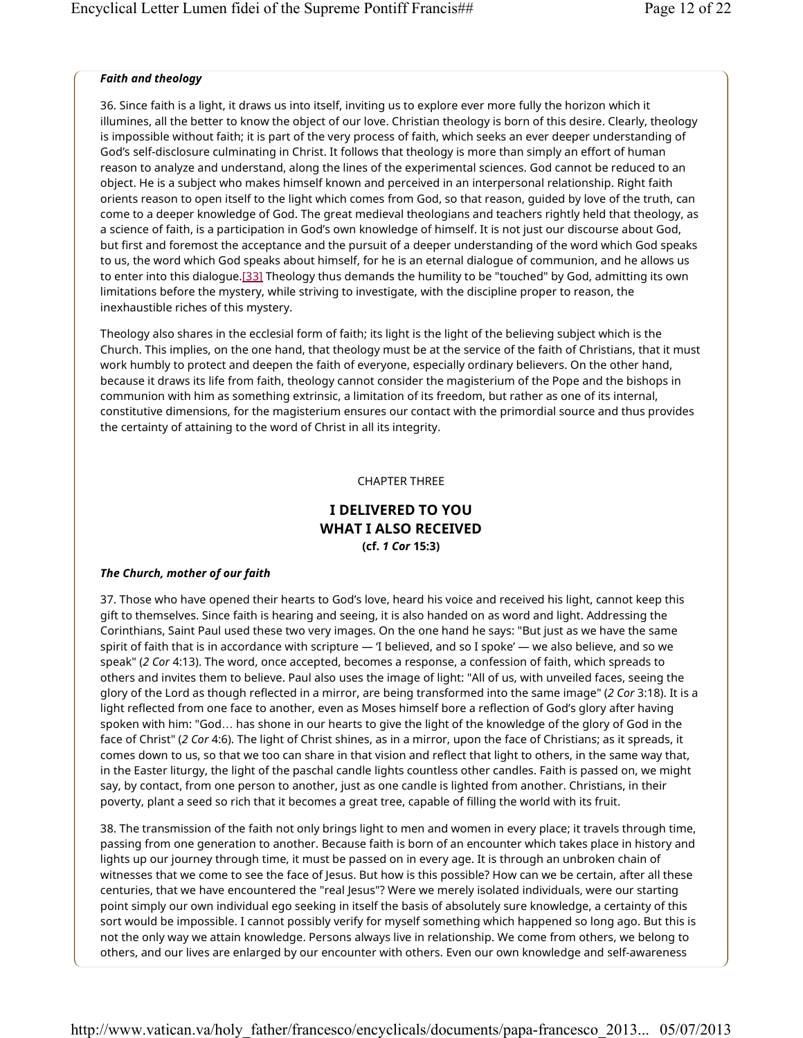***Faith and theology***

36. Since faith is a light, it draws us into itself, inviting us to explore ever more fully the horizon which it illumines, all the better to know the object of our love. Christian theology is born of this desire. Clearly, theology is impossible without faith; it is part of the very process of faith, which seeks an ever deeper understanding of God's self-disclosure culminating in Christ. It follows that theology is more than simply an effort of human reason to analyze and understand, along the lines of the experimental sciences. God cannot be reduced to an object. He is a subject who makes himself known and perceived in an interpersonal relationship. Right faith orients reason to open itself to the light which comes from God, so that reason, guided by love of the truth, can come to a deeper knowledge of God. The great medieval theologians and teachers rightly held that theology, as a science of faith, is a participation in God's own knowledge of himself. It is not just our discourse about God, but first and foremost the acceptance and the pursuit of a deeper understanding of the word which God speaks to us, the word which God speaks about himself, for he is an eternal dialogue of communion, and he allows us to enter into this dialogue.[33] Theology thus demands the humility to be "touched" by God, admitting its own limitations before the mystery, while striving to investigate, with the discipline proper to reason, the inexhaustible riches of this mystery.

Theology also shares in the ecclesial form of faith; its light is the light of the believing subject which is the Church. This implies, on the one hand, that theology must be at the service of the faith of Christians, that it must work humbly to protect and deepen the faith of everyone, especially ordinary believers. On the other hand, because it draws its life from faith, theology cannot consider the magisterium of the Pope and the bishops in communion with him as something extrinsic, a limitation of its freedom, but rather as one of its internal, constitutive dimensions, for the magisterium ensures our contact with the primordial source and thus provides the certainty of attaining to the word of Christ in all its integrity.

CHAPTER THREE

## I DELIVERED TO YOU WHAT I ALSO RECEIVED

**(cf. *1 Cor* 15:3)**

***The Church, mother of our faith***

37. Those who have opened their hearts to God's love, heard his voice and received his light, cannot keep this gift to themselves. Since faith is hearing and seeing, it is also handed on as word and light. Addressing the Corinthians, Saint Paul used these two very images. On the one hand he says: "But just as we have the same spirit of faith that is in accordance with scripture — 'I believed, and so I spoke' — we also believe, and so we speak" (*2 Cor* 4:13). The word, once accepted, becomes a response, a confession of faith, which spreads to others and invites them to believe. Paul also uses the image of light: "All of us, with unveiled faces, seeing the glory of the Lord as though reflected in a mirror, are being transformed into the same image" (*2 Cor* 3:18). It is a light reflected from one face to another, even as Moses himself bore a reflection of God's glory after having spoken with him: "God… has shone in our hearts to give the light of the knowledge of the glory of God in the face of Christ" (*2 Cor* 4:6). The light of Christ shines, as in a mirror, upon the face of Christians; as it spreads, it comes down to us, so that we too can share in that vision and reflect that light to others, in the same way that, in the Easter liturgy, the light of the paschal candle lights countless other candles. Faith is passed on, we might say, by contact, from one person to another, just as one candle is lighted from another. Christians, in their poverty, plant a seed so rich that it becomes a great tree, capable of filling the world with its fruit.

38. The transmission of the faith not only brings light to men and women in every place; it travels through time, passing from one generation to another. Because faith is born of an encounter which takes place in history and lights up our journey through time, it must be passed on in every age. It is through an unbroken chain of witnesses that we come to see the face of Jesus. But how is this possible? How can we be certain, after all these centuries, that we have encountered the "real Jesus"? Were we merely isolated individuals, were our starting point simply our own individual ego seeking in itself the basis of absolutely sure knowledge, a certainty of this sort would be impossible. I cannot possibly verify for myself something which happened so long ago. But this is not the only way we attain knowledge. Persons always live in relationship. We come from others, we belong to others, and our lives are enlarged by our encounter with others. Even our own knowledge and self-awareness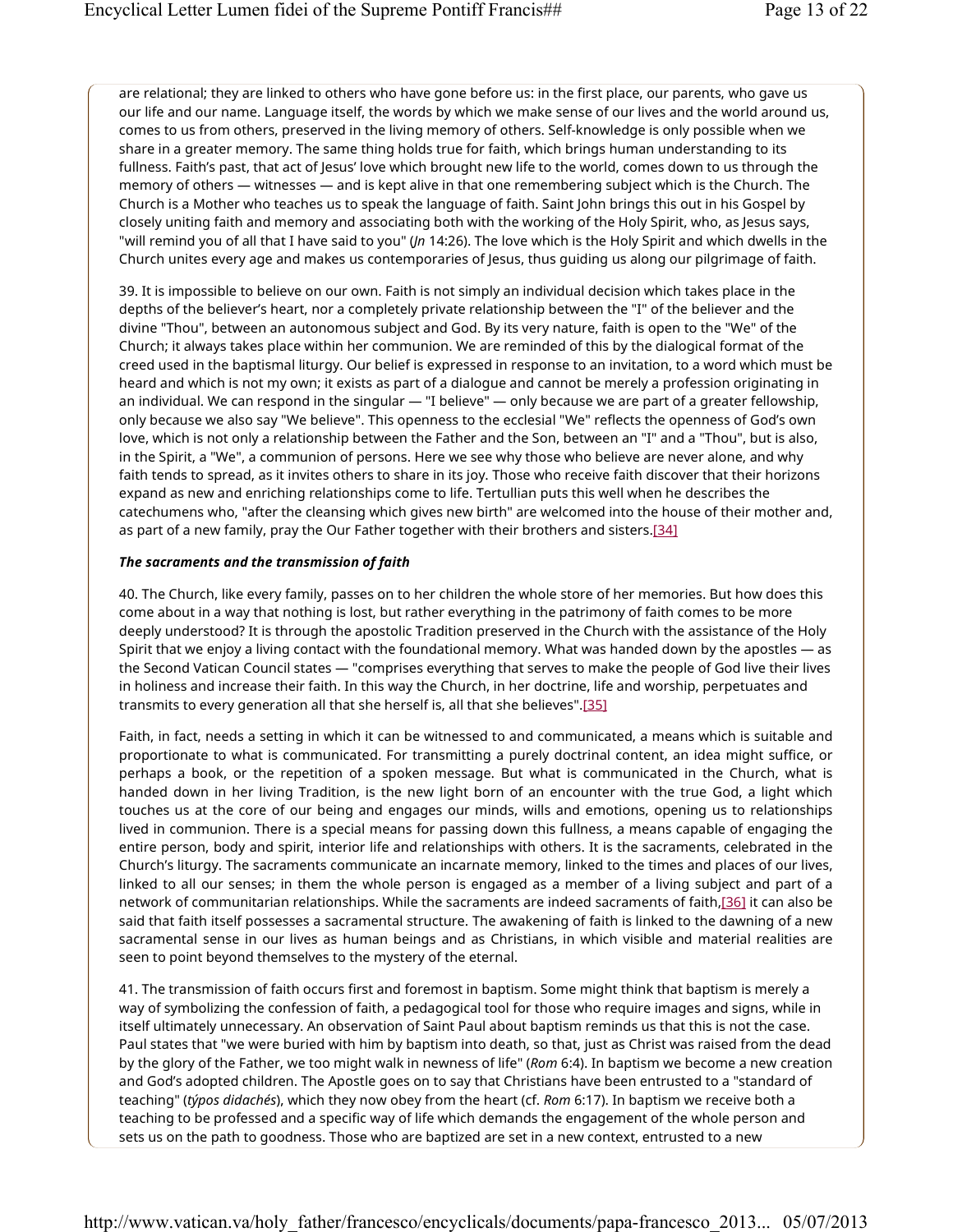are relational; they are linked to others who have gone before us: in the first place, our parents, who gave us our life and our name. Language itself, the words by which we make sense of our lives and the world around us, comes to us from others, preserved in the living memory of others. Self-knowledge is only possible when we share in a greater memory. The same thing holds true for faith, which brings human understanding to its fullness. Faith's past, that act of Jesus' love which brought new life to the world, comes down to us through the memory of others — witnesses — and is kept alive in that one remembering subject which is the Church. The Church is a Mother who teaches us to speak the language of faith. Saint John brings this out in his Gospel by closely uniting faith and memory and associating both with the working of the Holy Spirit, who, as Jesus says, "will remind you of all that I have said to you" (*Jn* 14:26). The love which is the Holy Spirit and which dwells in the Church unites every age and makes us contemporaries of Jesus, thus guiding us along our pilgrimage of faith.

39. It is impossible to believe on our own. Faith is not simply an individual decision which takes place in the depths of the believer's heart, nor a completely private relationship between the "I" of the believer and the divine "Thou", between an autonomous subject and God. By its very nature, faith is open to the "We" of the Church; it always takes place within her communion. We are reminded of this by the dialogical format of the creed used in the baptismal liturgy. Our belief is expressed in response to an invitation, to a word which must be heard and which is not my own; it exists as part of a dialogue and cannot be merely a profession originating in an individual. We can respond in the singular — "I believe" — only because we are part of a greater fellowship, only because we also say "We believe". This openness to the ecclesial "We" reflects the openness of God's own love, which is not only a relationship between the Father and the Son, between an "I" and a "Thou", but is also, in the Spirit, a "We", a communion of persons. Here we see why those who believe are never alone, and why faith tends to spread, as it invites others to share in its joy. Those who receive faith discover that their horizons expand as new and enriching relationships come to life. Tertullian puts this well when he describes the catechumens who, "after the cleansing which gives new birth" are welcomed into the house of their mother and, as part of a new family, pray the Our Father together with their brothers and sisters.[34]

***The sacraments and the transmission of faith***

40. The Church, like every family, passes on to her children the whole store of her memories. But how does this come about in a way that nothing is lost, but rather everything in the patrimony of faith comes to be more deeply understood? It is through the apostolic Tradition preserved in the Church with the assistance of the Holy Spirit that we enjoy a living contact with the foundational memory. What was handed down by the apostles — as the Second Vatican Council states — "comprises everything that serves to make the people of God live their lives in holiness and increase their faith. In this way the Church, in her doctrine, life and worship, perpetuates and transmits to every generation all that she herself is, all that she believes".[35]

Faith, in fact, needs a setting in which it can be witnessed to and communicated, a means which is suitable and proportionate to what is communicated. For transmitting a purely doctrinal content, an idea might suffice, or perhaps a book, or the repetition of a spoken message. But what is communicated in the Church, what is handed down in her living Tradition, is the new light born of an encounter with the true God, a light which touches us at the core of our being and engages our minds, wills and emotions, opening us to relationships lived in communion. There is a special means for passing down this fullness, a means capable of engaging the entire person, body and spirit, interior life and relationships with others. It is the sacraments, celebrated in the Church's liturgy. The sacraments communicate an incarnate memory, linked to the times and places of our lives, linked to all our senses; in them the whole person is engaged as a member of a living subject and part of a network of communitarian relationships. While the sacraments are indeed sacraments of faith,[36] it can also be said that faith itself possesses a sacramental structure. The awakening of faith is linked to the dawning of a new sacramental sense in our lives as human beings and as Christians, in which visible and material realities are seen to point beyond themselves to the mystery of the eternal.

41. The transmission of faith occurs first and foremost in baptism. Some might think that baptism is merely a way of symbolizing the confession of faith, a pedagogical tool for those who require images and signs, while in itself ultimately unnecessary. An observation of Saint Paul about baptism reminds us that this is not the case. Paul states that "we were buried with him by baptism into death, so that, just as Christ was raised from the dead by the glory of the Father, we too might walk in newness of life" (*Rom* 6:4). In baptism we become a new creation and God's adopted children. The Apostle goes on to say that Christians have been entrusted to a "standard of teaching" (*týpos didachés*), which they now obey from the heart (cf. *Rom* 6:17). In baptism we receive both a teaching to be professed and a specific way of life which demands the engagement of the whole person and sets us on the path to goodness. Those who are baptized are set in a new context, entrusted to a new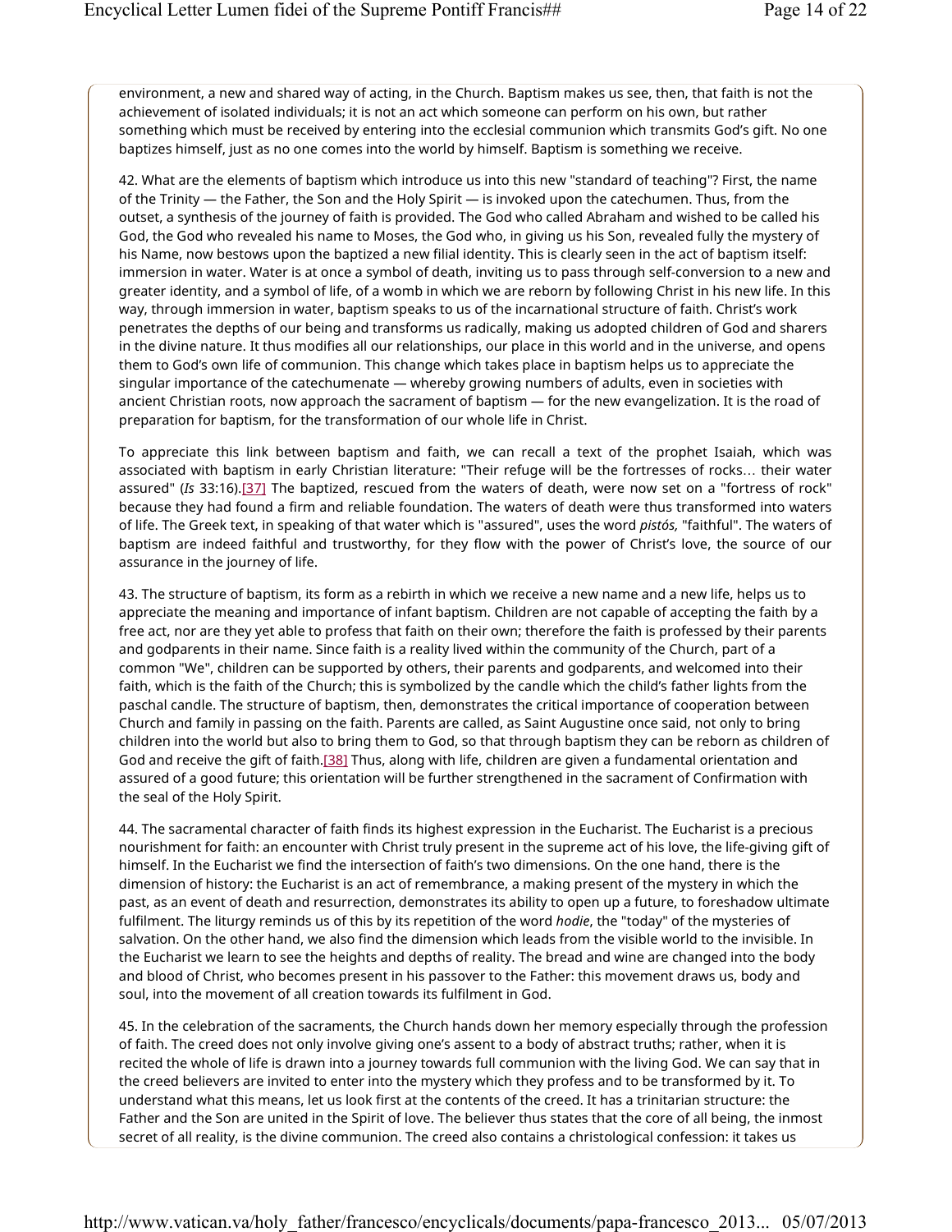environment, a new and shared way of acting, in the Church. Baptism makes us see, then, that faith is not the achievement of isolated individuals; it is not an act which someone can perform on his own, but rather something which must be received by entering into the ecclesial communion which transmits God's gift. No one baptizes himself, just as no one comes into the world by himself. Baptism is something we receive.

42. What are the elements of baptism which introduce us into this new "standard of teaching"? First, the name of the Trinity — the Father, the Son and the Holy Spirit — is invoked upon the catechumen. Thus, from the outset, a synthesis of the journey of faith is provided. The God who called Abraham and wished to be called his God, the God who revealed his name to Moses, the God who, in giving us his Son, revealed fully the mystery of his Name, now bestows upon the baptized a new filial identity. This is clearly seen in the act of baptism itself: immersion in water. Water is at once a symbol of death, inviting us to pass through self-conversion to a new and greater identity, and a symbol of life, of a womb in which we are reborn by following Christ in his new life. In this way, through immersion in water, baptism speaks to us of the incarnational structure of faith. Christ's work penetrates the depths of our being and transforms us radically, making us adopted children of God and sharers in the divine nature. It thus modifies all our relationships, our place in this world and in the universe, and opens them to God's own life of communion. This change which takes place in baptism helps us to appreciate the singular importance of the catechumenate — whereby growing numbers of adults, even in societies with ancient Christian roots, now approach the sacrament of baptism — for the new evangelization. It is the road of preparation for baptism, for the transformation of our whole life in Christ.

To appreciate this link between baptism and faith, we can recall a text of the prophet Isaiah, which was associated with baptism in early Christian literature: "Their refuge will be the fortresses of rocks… their water assured" (*Is* 33:16).[37] The baptized, rescued from the waters of death, were now set on a "fortress of rock" because they had found a firm and reliable foundation. The waters of death were thus transformed into waters of life. The Greek text, in speaking of that water which is "assured", uses the word *pistós,* "faithful". The waters of baptism are indeed faithful and trustworthy, for they flow with the power of Christ's love, the source of our assurance in the journey of life.

43. The structure of baptism, its form as a rebirth in which we receive a new name and a new life, helps us to appreciate the meaning and importance of infant baptism. Children are not capable of accepting the faith by a free act, nor are they yet able to profess that faith on their own; therefore the faith is professed by their parents and godparents in their name. Since faith is a reality lived within the community of the Church, part of a common "We", children can be supported by others, their parents and godparents, and welcomed into their faith, which is the faith of the Church; this is symbolized by the candle which the child's father lights from the paschal candle. The structure of baptism, then, demonstrates the critical importance of cooperation between Church and family in passing on the faith. Parents are called, as Saint Augustine once said, not only to bring children into the world but also to bring them to God, so that through baptism they can be reborn as children of God and receive the gift of faith.[38] Thus, along with life, children are given a fundamental orientation and assured of a good future; this orientation will be further strengthened in the sacrament of Confirmation with the seal of the Holy Spirit.

44. The sacramental character of faith finds its highest expression in the Eucharist. The Eucharist is a precious nourishment for faith: an encounter with Christ truly present in the supreme act of his love, the life-giving gift of himself. In the Eucharist we find the intersection of faith's two dimensions. On the one hand, there is the dimension of history: the Eucharist is an act of remembrance, a making present of the mystery in which the past, as an event of death and resurrection, demonstrates its ability to open up a future, to foreshadow ultimate fulfilment. The liturgy reminds us of this by its repetition of the word *hodie*, the "today" of the mysteries of salvation. On the other hand, we also find the dimension which leads from the visible world to the invisible. In the Eucharist we learn to see the heights and depths of reality. The bread and wine are changed into the body and blood of Christ, who becomes present in his passover to the Father: this movement draws us, body and soul, into the movement of all creation towards its fulfilment in God.

45. In the celebration of the sacraments, the Church hands down her memory especially through the profession of faith. The creed does not only involve giving one's assent to a body of abstract truths; rather, when it is recited the whole of life is drawn into a journey towards full communion with the living God. We can say that in the creed believers are invited to enter into the mystery which they profess and to be transformed by it. To understand what this means, let us look first at the contents of the creed. It has a trinitarian structure: the Father and the Son are united in the Spirit of love. The believer thus states that the core of all being, the inmost secret of all reality, is the divine communion. The creed also contains a christological confession: it takes us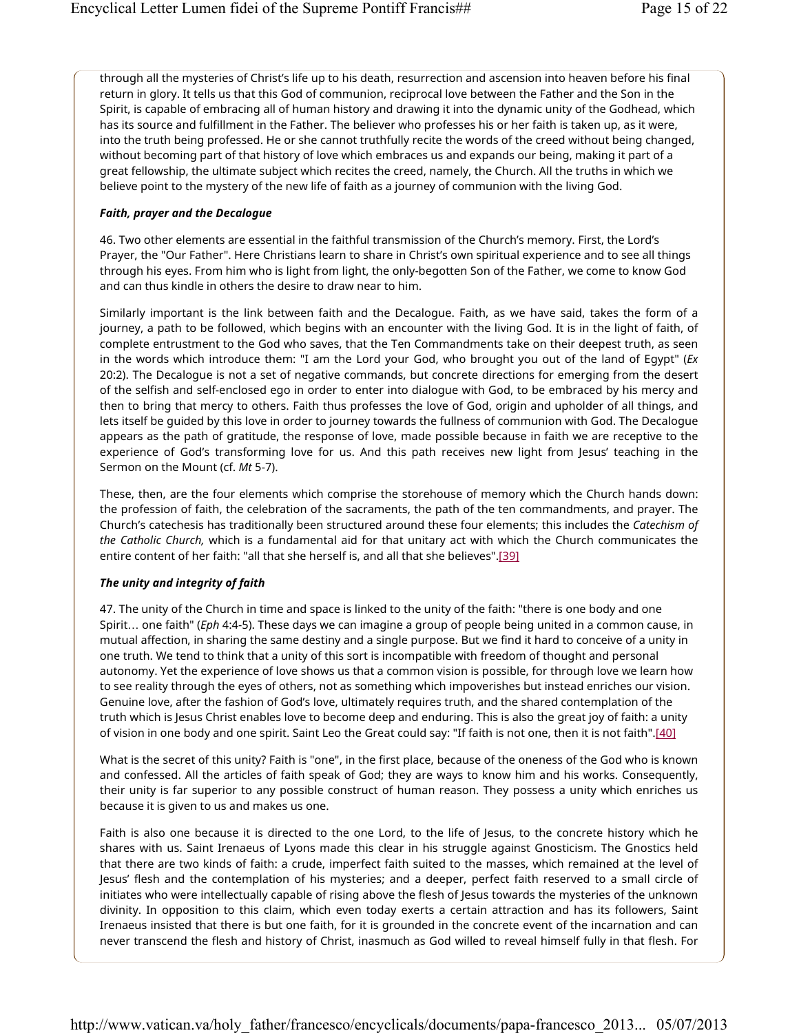through all the mysteries of Christ's life up to his death, resurrection and ascension into heaven before his final return in glory. It tells us that this God of communion, reciprocal love between the Father and the Son in the Spirit, is capable of embracing all of human history and drawing it into the dynamic unity of the Godhead, which has its source and fulfillment in the Father. The believer who professes his or her faith is taken up, as it were, into the truth being professed. He or she cannot truthfully recite the words of the creed without being changed, without becoming part of that history of love which embraces us and expands our being, making it part of a great fellowship, the ultimate subject which recites the creed, namely, the Church. All the truths in which we believe point to the mystery of the new life of faith as a journey of communion with the living God.

### *Faith, prayer and the Decalogue*

46. Two other elements are essential in the faithful transmission of the Church's memory. First, the Lord's Prayer, the "Our Father". Here Christians learn to share in Christ's own spiritual experience and to see all things through his eyes. From him who is light from light, the only-begotten Son of the Father, we come to know God and can thus kindle in others the desire to draw near to him.

Similarly important is the link between faith and the Decalogue. Faith, as we have said, takes the form of a journey, a path to be followed, which begins with an encounter with the living God. It is in the light of faith, of complete entrustment to the God who saves, that the Ten Commandments take on their deepest truth, as seen in the words which introduce them: "I am the Lord your God, who brought you out of the land of Egypt" (*Ex* 20:2). The Decalogue is not a set of negative commands, but concrete directions for emerging from the desert of the selfish and self-enclosed ego in order to enter into dialogue with God, to be embraced by his mercy and then to bring that mercy to others. Faith thus professes the love of God, origin and upholder of all things, and lets itself be guided by this love in order to journey towards the fullness of communion with God. The Decalogue appears as the path of gratitude, the response of love, made possible because in faith we are receptive to the experience of God's transforming love for us. And this path receives new light from Jesus' teaching in the Sermon on the Mount (cf. *Mt* 5-7).

These, then, are the four elements which comprise the storehouse of memory which the Church hands down: the profession of faith, the celebration of the sacraments, the path of the ten commandments, and prayer. The Church's catechesis has traditionally been structured around these four elements; this includes the *Catechism of the Catholic Church,* which is a fundamental aid for that unitary act with which the Church communicates the entire content of her faith: "all that she herself is, and all that she believes".[39]

### *The unity and integrity of faith*

47. The unity of the Church in time and space is linked to the unity of the faith: "there is one body and one Spirit… one faith" (*Eph* 4:4-5). These days we can imagine a group of people being united in a common cause, in mutual affection, in sharing the same destiny and a single purpose. But we find it hard to conceive of a unity in one truth. We tend to think that a unity of this sort is incompatible with freedom of thought and personal autonomy. Yet the experience of love shows us that a common vision is possible, for through love we learn how to see reality through the eyes of others, not as something which impoverishes but instead enriches our vision. Genuine love, after the fashion of God's love, ultimately requires truth, and the shared contemplation of the truth which is Jesus Christ enables love to become deep and enduring. This is also the great joy of faith: a unity of vision in one body and one spirit. Saint Leo the Great could say: "If faith is not one, then it is not faith".[40]

What is the secret of this unity? Faith is "one", in the first place, because of the oneness of the God who is known and confessed. All the articles of faith speak of God; they are ways to know him and his works. Consequently, their unity is far superior to any possible construct of human reason. They possess a unity which enriches us because it is given to us and makes us one.

Faith is also one because it is directed to the one Lord, to the life of Jesus, to the concrete history which he shares with us. Saint Irenaeus of Lyons made this clear in his struggle against Gnosticism. The Gnostics held that there are two kinds of faith: a crude, imperfect faith suited to the masses, which remained at the level of Jesus' flesh and the contemplation of his mysteries; and a deeper, perfect faith reserved to a small circle of initiates who were intellectually capable of rising above the flesh of Jesus towards the mysteries of the unknown divinity. In opposition to this claim, which even today exerts a certain attraction and has its followers, Saint Irenaeus insisted that there is but one faith, for it is grounded in the concrete event of the incarnation and can never transcend the flesh and history of Christ, inasmuch as God willed to reveal himself fully in that flesh. For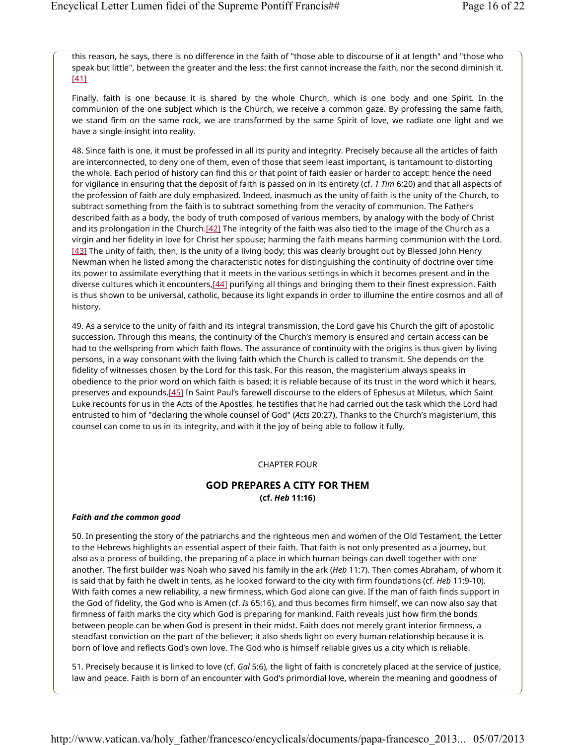this reason, he says, there is no difference in the faith of "those able to discourse of it at length" and "those who speak but little", between the greater and the less: the first cannot increase the faith, nor the second diminish it.[41]

Finally, faith is one because it is shared by the whole Church, which is one body and one Spirit. In the communion of the one subject which is the Church, we receive a common gaze. By professing the same faith, we stand firm on the same rock, we are transformed by the same Spirit of love, we radiate one light and we have a single insight into reality.

48. Since faith is one, it must be professed in all its purity and integrity. Precisely because all the articles of faith are interconnected, to deny one of them, even of those that seem least important, is tantamount to distorting the whole. Each period of history can find this or that point of faith easier or harder to accept: hence the need for vigilance in ensuring that the deposit of faith is passed on in its entirety (cf. *1 Tim* 6:20) and that all aspects of the profession of faith are duly emphasized. Indeed, inasmuch as the unity of faith is the unity of the Church, to subtract something from the faith is to subtract something from the veracity of communion. The Fathers described faith as a body, the body of truth composed of various members, by analogy with the body of Christ and its prolongation in the Church.[42] The integrity of the faith was also tied to the image of the Church as a virgin and her fidelity in love for Christ her spouse; harming the faith means harming communion with the Lord.[43] The unity of faith, then, is the unity of a living body; this was clearly brought out by Blessed John Henry Newman when he listed among the characteristic notes for distinguishing the continuity of doctrine over time its power to assimilate everything that it meets in the various settings in which it becomes present and in the diverse cultures which it encounters,[44] purifying all things and bringing them to their finest expression. Faith is thus shown to be universal, catholic, because its light expands in order to illumine the entire cosmos and all of history.

49. As a service to the unity of faith and its integral transmission, the Lord gave his Church the gift of apostolic succession. Through this means, the continuity of the Church's memory is ensured and certain access can be had to the wellspring from which faith flows. The assurance of continuity with the origins is thus given by living persons, in a way consonant with the living faith which the Church is called to transmit. She depends on the fidelity of witnesses chosen by the Lord for this task. For this reason, the magisterium always speaks in obedience to the prior word on which faith is based; it is reliable because of its trust in the word which it hears, preserves and expounds.[45] In Saint Paul's farewell discourse to the elders of Ephesus at Miletus, which Saint Luke recounts for us in the Acts of the Apostles, he testifies that he had carried out the task which the Lord had entrusted to him of "declaring the whole counsel of God" (*Acts* 20:27). Thanks to the Church's magisterium, this counsel can come to us in its integrity, and with it the joy of being able to follow it fully.

CHAPTER FOUR

## GOD PREPARES A CITY FOR THEM
**(cf. *Heb* 11:16)**

### *Faith and the common good*

50. In presenting the story of the patriarchs and the righteous men and women of the Old Testament, the Letter to the Hebrews highlights an essential aspect of their faith. That faith is not only presented as a journey, but also as a process of building, the preparing of a place in which human beings can dwell together with one another. The first builder was Noah who saved his family in the ark (*Heb* 11:7). Then comes Abraham, of whom it is said that by faith he dwelt in tents, as he looked forward to the city with firm foundations (cf. *Heb* 11:9-10). With faith comes a new reliability, a new firmness, which God alone can give. If the man of faith finds support in the God of fidelity, the God who is Amen (cf. *Is* 65:16), and thus becomes firm himself, we can now also say that firmness of faith marks the city which God is preparing for mankind. Faith reveals just how firm the bonds between people can be when God is present in their midst. Faith does not merely grant interior firmness, a steadfast conviction on the part of the believer; it also sheds light on every human relationship because it is born of love and reflects God's own love. The God who is himself reliable gives us a city which is reliable.

51. Precisely because it is linked to love (cf. *Gal* 5:6), the light of faith is concretely placed at the service of justice, law and peace. Faith is born of an encounter with God's primordial love, wherein the meaning and goodness of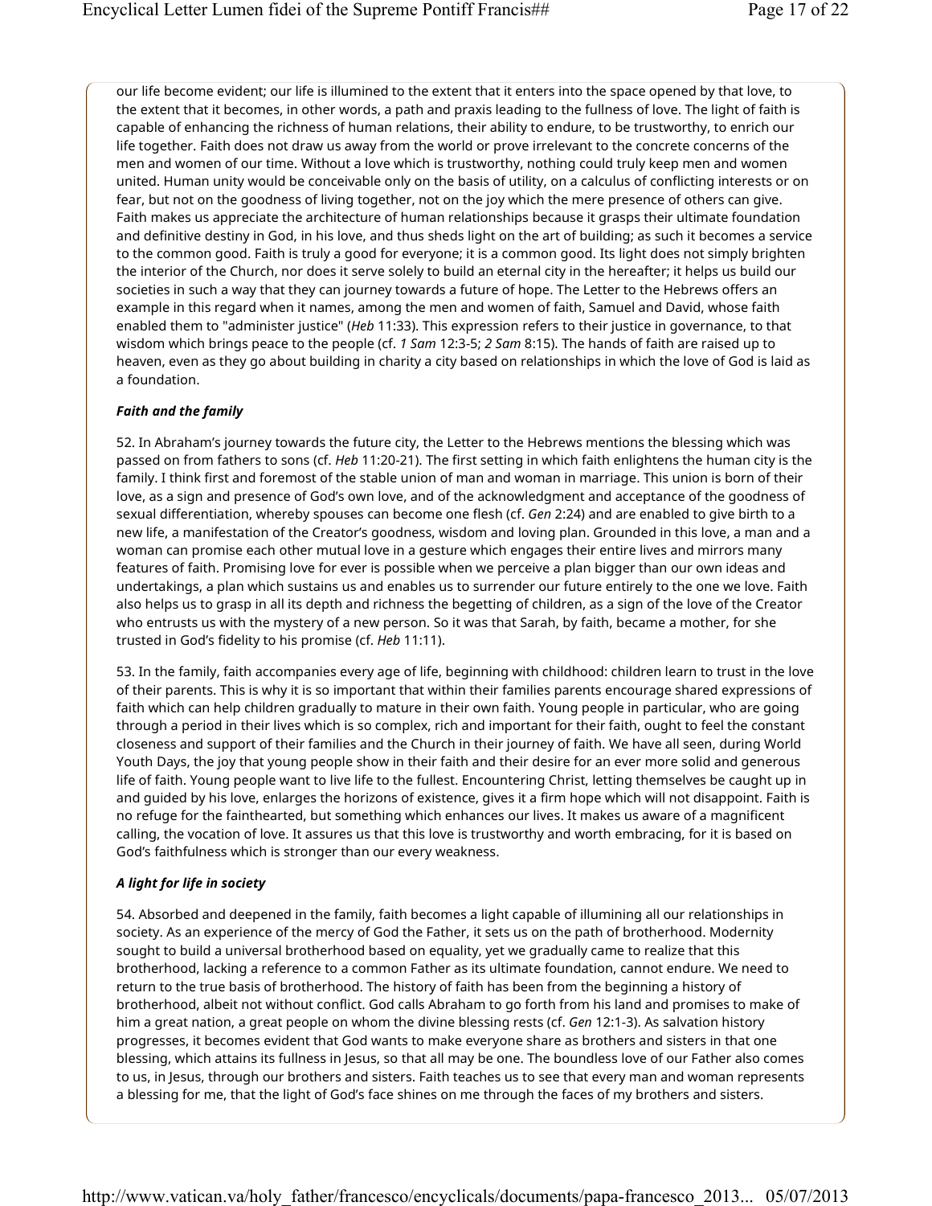our life become evident; our life is illumined to the extent that it enters into the space opened by that love, to the extent that it becomes, in other words, a path and praxis leading to the fullness of love. The light of faith is capable of enhancing the richness of human relations, their ability to endure, to be trustworthy, to enrich our life together. Faith does not draw us away from the world or prove irrelevant to the concrete concerns of the men and women of our time. Without a love which is trustworthy, nothing could truly keep men and women united. Human unity would be conceivable only on the basis of utility, on a calculus of conflicting interests or on fear, but not on the goodness of living together, not on the joy which the mere presence of others can give. Faith makes us appreciate the architecture of human relationships because it grasps their ultimate foundation and definitive destiny in God, in his love, and thus sheds light on the art of building; as such it becomes a service to the common good. Faith is truly a good for everyone; it is a common good. Its light does not simply brighten the interior of the Church, nor does it serve solely to build an eternal city in the hereafter; it helps us build our societies in such a way that they can journey towards a future of hope. The Letter to the Hebrews offers an example in this regard when it names, among the men and women of faith, Samuel and David, whose faith enabled them to "administer justice" (*Heb* 11:33). This expression refers to their justice in governance, to that wisdom which brings peace to the people (cf. *1 Sam* 12:3-5; *2 Sam* 8:15). The hands of faith are raised up to heaven, even as they go about building in charity a city based on relationships in which the love of God is laid as a foundation.

***Faith and the family***

52. In Abraham's journey towards the future city, the Letter to the Hebrews mentions the blessing which was passed on from fathers to sons (cf. *Heb* 11:20-21). The first setting in which faith enlightens the human city is the family. I think first and foremost of the stable union of man and woman in marriage. This union is born of their love, as a sign and presence of God's own love, and of the acknowledgment and acceptance of the goodness of sexual differentiation, whereby spouses can become one flesh (cf. *Gen* 2:24) and are enabled to give birth to a new life, a manifestation of the Creator's goodness, wisdom and loving plan. Grounded in this love, a man and a woman can promise each other mutual love in a gesture which engages their entire lives and mirrors many features of faith. Promising love for ever is possible when we perceive a plan bigger than our own ideas and undertakings, a plan which sustains us and enables us to surrender our future entirely to the one we love. Faith also helps us to grasp in all its depth and richness the begetting of children, as a sign of the love of the Creator who entrusts us with the mystery of a new person. So it was that Sarah, by faith, became a mother, for she trusted in God's fidelity to his promise (cf. *Heb* 11:11).

53. In the family, faith accompanies every age of life, beginning with childhood: children learn to trust in the love of their parents. This is why it is so important that within their families parents encourage shared expressions of faith which can help children gradually to mature in their own faith. Young people in particular, who are going through a period in their lives which is so complex, rich and important for their faith, ought to feel the constant closeness and support of their families and the Church in their journey of faith. We have all seen, during World Youth Days, the joy that young people show in their faith and their desire for an ever more solid and generous life of faith. Young people want to live life to the fullest. Encountering Christ, letting themselves be caught up in and guided by his love, enlarges the horizons of existence, gives it a firm hope which will not disappoint. Faith is no refuge for the fainthearted, but something which enhances our lives. It makes us aware of a magnificent calling, the vocation of love. It assures us that this love is trustworthy and worth embracing, for it is based on God's faithfulness which is stronger than our every weakness.

***A light for life in society***

54. Absorbed and deepened in the family, faith becomes a light capable of illumining all our relationships in society. As an experience of the mercy of God the Father, it sets us on the path of brotherhood. Modernity sought to build a universal brotherhood based on equality, yet we gradually came to realize that this brotherhood, lacking a reference to a common Father as its ultimate foundation, cannot endure. We need to return to the true basis of brotherhood. The history of faith has been from the beginning a history of brotherhood, albeit not without conflict. God calls Abraham to go forth from his land and promises to make of him a great nation, a great people on whom the divine blessing rests (cf. *Gen* 12:1-3). As salvation history progresses, it becomes evident that God wants to make everyone share as brothers and sisters in that one blessing, which attains its fullness in Jesus, so that all may be one. The boundless love of our Father also comes to us, in Jesus, through our brothers and sisters. Faith teaches us to see that every man and woman represents a blessing for me, that the light of God's face shines on me through the faces of my brothers and sisters.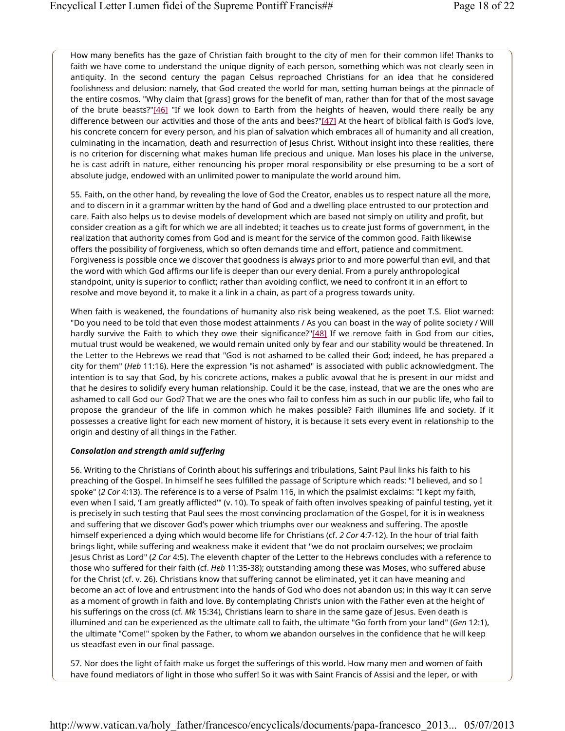How many benefits has the gaze of Christian faith brought to the city of men for their common life! Thanks to faith we have come to understand the unique dignity of each person, something which was not clearly seen in antiquity. In the second century the pagan Celsus reproached Christians for an idea that he considered foolishness and delusion: namely, that God created the world for man, setting human beings at the pinnacle of the entire cosmos. "Why claim that [grass] grows for the benefit of man, rather than for that of the most savage of the brute beasts?"[46] "If we look down to Earth from the heights of heaven, would there really be any difference between our activities and those of the ants and bees?"[47] At the heart of biblical faith is God's love, his concrete concern for every person, and his plan of salvation which embraces all of humanity and all creation, culminating in the incarnation, death and resurrection of Jesus Christ. Without insight into these realities, there is no criterion for discerning what makes human life precious and unique. Man loses his place in the universe, he is cast adrift in nature, either renouncing his proper moral responsibility or else presuming to be a sort of absolute judge, endowed with an unlimited power to manipulate the world around him.

55. Faith, on the other hand, by revealing the love of God the Creator, enables us to respect nature all the more, and to discern in it a grammar written by the hand of God and a dwelling place entrusted to our protection and care. Faith also helps us to devise models of development which are based not simply on utility and profit, but consider creation as a gift for which we are all indebted; it teaches us to create just forms of government, in the realization that authority comes from God and is meant for the service of the common good. Faith likewise offers the possibility of forgiveness, which so often demands time and effort, patience and commitment. Forgiveness is possible once we discover that goodness is always prior to and more powerful than evil, and that the word with which God affirms our life is deeper than our every denial. From a purely anthropological standpoint, unity is superior to conflict; rather than avoiding conflict, we need to confront it in an effort to resolve and move beyond it, to make it a link in a chain, as part of a progress towards unity.

When faith is weakened, the foundations of humanity also risk being weakened, as the poet T.S. Eliot warned: "Do you need to be told that even those modest attainments / As you can boast in the way of polite society / Will hardly survive the Faith to which they owe their significance?"[48] If we remove faith in God from our cities, mutual trust would be weakened, we would remain united only by fear and our stability would be threatened. In the Letter to the Hebrews we read that "God is not ashamed to be called their God; indeed, he has prepared a city for them" (*Heb* 11:16). Here the expression "is not ashamed" is associated with public acknowledgment. The intention is to say that God, by his concrete actions, makes a public avowal that he is present in our midst and that he desires to solidify every human relationship. Could it be the case, instead, that we are the ones who are ashamed to call God our God? That we are the ones who fail to confess him as such in our public life, who fail to propose the grandeur of the life in common which he makes possible? Faith illumines life and society. If it possesses a creative light for each new moment of history, it is because it sets every event in relationship to the origin and destiny of all things in the Father.

***Consolation and strength amid suffering***

56. Writing to the Christians of Corinth about his sufferings and tribulations, Saint Paul links his faith to his preaching of the Gospel. In himself he sees fulfilled the passage of Scripture which reads: "I believed, and so I spoke" (*2 Cor* 4:13). The reference is to a verse of Psalm 116, in which the psalmist exclaims: "I kept my faith, even when I said, 'I am greatly afflicted'" (v. 10). To speak of faith often involves speaking of painful testing, yet it is precisely in such testing that Paul sees the most convincing proclamation of the Gospel, for it is in weakness and suffering that we discover God's power which triumphs over our weakness and suffering. The apostle himself experienced a dying which would become life for Christians (cf. *2 Cor* 4:7-12). In the hour of trial faith brings light, while suffering and weakness make it evident that "we do not proclaim ourselves; we proclaim Jesus Christ as Lord" (*2 Cor* 4:5). The eleventh chapter of the Letter to the Hebrews concludes with a reference to those who suffered for their faith (cf. *Heb* 11:35-38); outstanding among these was Moses, who suffered abuse for the Christ (cf. v. 26). Christians know that suffering cannot be eliminated, yet it can have meaning and become an act of love and entrustment into the hands of God who does not abandon us; in this way it can serve as a moment of growth in faith and love. By contemplating Christ's union with the Father even at the height of his sufferings on the cross (cf. *Mk* 15:34), Christians learn to share in the same gaze of Jesus. Even death is illumined and can be experienced as the ultimate call to faith, the ultimate "Go forth from your land" (*Gen* 12:1), the ultimate "Come!" spoken by the Father, to whom we abandon ourselves in the confidence that he will keep us steadfast even in our final passage.

57. Nor does the light of faith make us forget the sufferings of this world. How many men and women of faith have found mediators of light in those who suffer! So it was with Saint Francis of Assisi and the leper, or with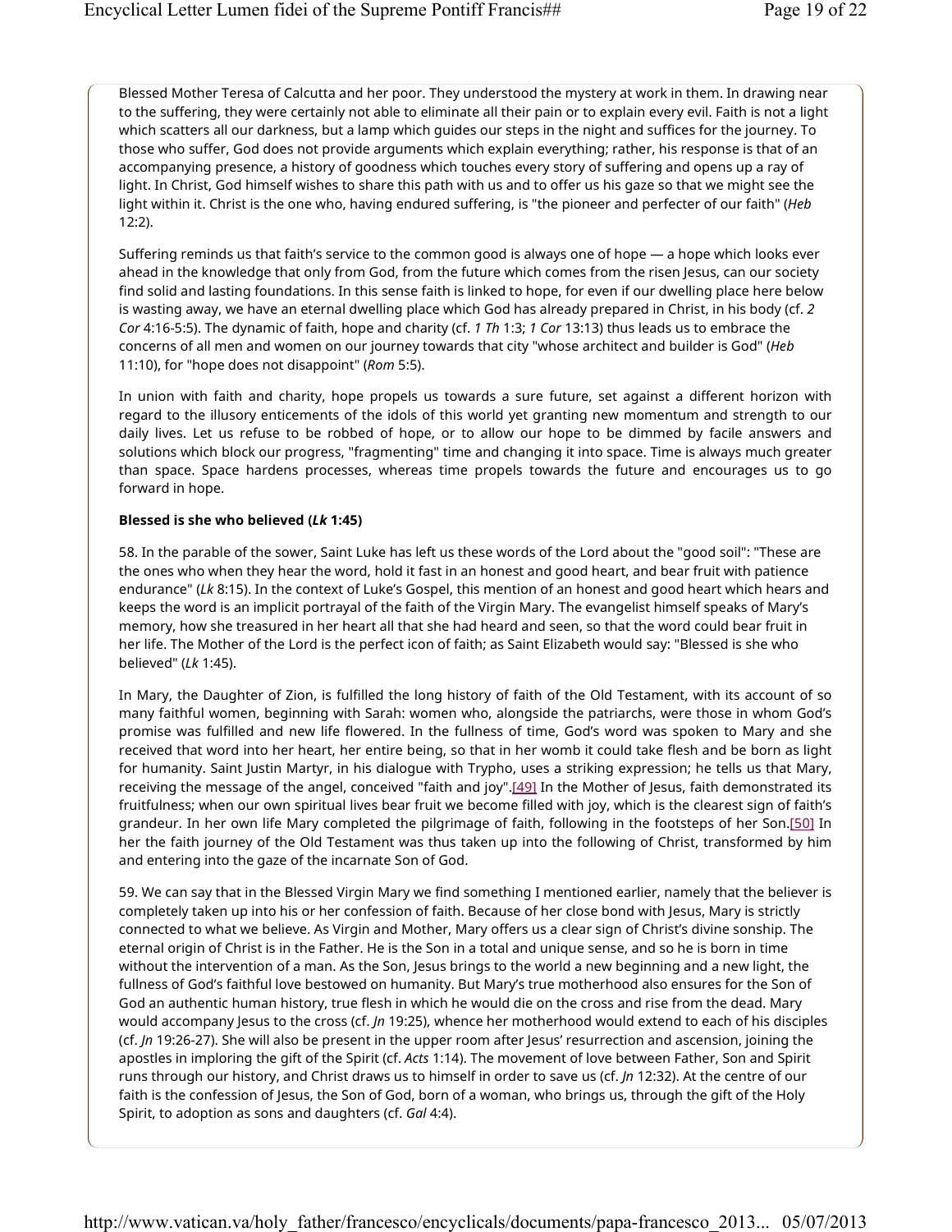Blessed Mother Teresa of Calcutta and her poor. They understood the mystery at work in them. In drawing near to the suffering, they were certainly not able to eliminate all their pain or to explain every evil. Faith is not a light which scatters all our darkness, but a lamp which guides our steps in the night and suffices for the journey. To those who suffer, God does not provide arguments which explain everything; rather, his response is that of an accompanying presence, a history of goodness which touches every story of suffering and opens up a ray of light. In Christ, God himself wishes to share this path with us and to offer us his gaze so that we might see the light within it. Christ is the one who, having endured suffering, is "the pioneer and perfecter of our faith" (*Heb* 12:2).

Suffering reminds us that faith's service to the common good is always one of hope — a hope which looks ever ahead in the knowledge that only from God, from the future which comes from the risen Jesus, can our society find solid and lasting foundations. In this sense faith is linked to hope, for even if our dwelling place here below is wasting away, we have an eternal dwelling place which God has already prepared in Christ, in his body (cf. *2 Cor* 4:16-5:5). The dynamic of faith, hope and charity (cf. *1 Th* 1:3; *1 Cor* 13:13) thus leads us to embrace the concerns of all men and women on our journey towards that city "whose architect and builder is God" (*Heb* 11:10), for "hope does not disappoint" (*Rom* 5:5).

In union with faith and charity, hope propels us towards a sure future, set against a different horizon with regard to the illusory enticements of the idols of this world yet granting new momentum and strength to our daily lives. Let us refuse to be robbed of hope, or to allow our hope to be dimmed by facile answers and solutions which block our progress, "fragmenting" time and changing it into space. Time is always much greater than space. Space hardens processes, whereas time propels towards the future and encourages us to go forward in hope.

**Blessed is she who believed (*Lk* 1:45)**

58. In the parable of the sower, Saint Luke has left us these words of the Lord about the "good soil": "These are the ones who when they hear the word, hold it fast in an honest and good heart, and bear fruit with patience endurance" (*Lk* 8:15). In the context of Luke's Gospel, this mention of an honest and good heart which hears and keeps the word is an implicit portrayal of the faith of the Virgin Mary. The evangelist himself speaks of Mary's memory, how she treasured in her heart all that she had heard and seen, so that the word could bear fruit in her life. The Mother of the Lord is the perfect icon of faith; as Saint Elizabeth would say: "Blessed is she who believed" (*Lk* 1:45).

In Mary, the Daughter of Zion, is fulfilled the long history of faith of the Old Testament, with its account of so many faithful women, beginning with Sarah: women who, alongside the patriarchs, were those in whom God's promise was fulfilled and new life flowered. In the fullness of time, God's word was spoken to Mary and she received that word into her heart, her entire being, so that in her womb it could take flesh and be born as light for humanity. Saint Justin Martyr, in his dialogue with Trypho, uses a striking expression; he tells us that Mary, receiving the message of the angel, conceived "faith and joy".[49] In the Mother of Jesus, faith demonstrated its fruitfulness; when our own spiritual lives bear fruit we become filled with joy, which is the clearest sign of faith's grandeur. In her own life Mary completed the pilgrimage of faith, following in the footsteps of her Son.[50] In her the faith journey of the Old Testament was thus taken up into the following of Christ, transformed by him and entering into the gaze of the incarnate Son of God.

59. We can say that in the Blessed Virgin Mary we find something I mentioned earlier, namely that the believer is completely taken up into his or her confession of faith. Because of her close bond with Jesus, Mary is strictly connected to what we believe. As Virgin and Mother, Mary offers us a clear sign of Christ's divine sonship. The eternal origin of Christ is in the Father. He is the Son in a total and unique sense, and so he is born in time without the intervention of a man. As the Son, Jesus brings to the world a new beginning and a new light, the fullness of God's faithful love bestowed on humanity. But Mary's true motherhood also ensures for the Son of God an authentic human history, true flesh in which he would die on the cross and rise from the dead. Mary would accompany Jesus to the cross (cf. *Jn* 19:25), whence her motherhood would extend to each of his disciples (cf. *Jn* 19:26-27). She will also be present in the upper room after Jesus' resurrection and ascension, joining the apostles in imploring the gift of the Spirit (cf. *Acts* 1:14). The movement of love between Father, Son and Spirit runs through our history, and Christ draws us to himself in order to save us (cf. *Jn* 12:32). At the centre of our faith is the confession of Jesus, the Son of God, born of a woman, who brings us, through the gift of the Holy Spirit, to adoption as sons and daughters (cf. *Gal* 4:4).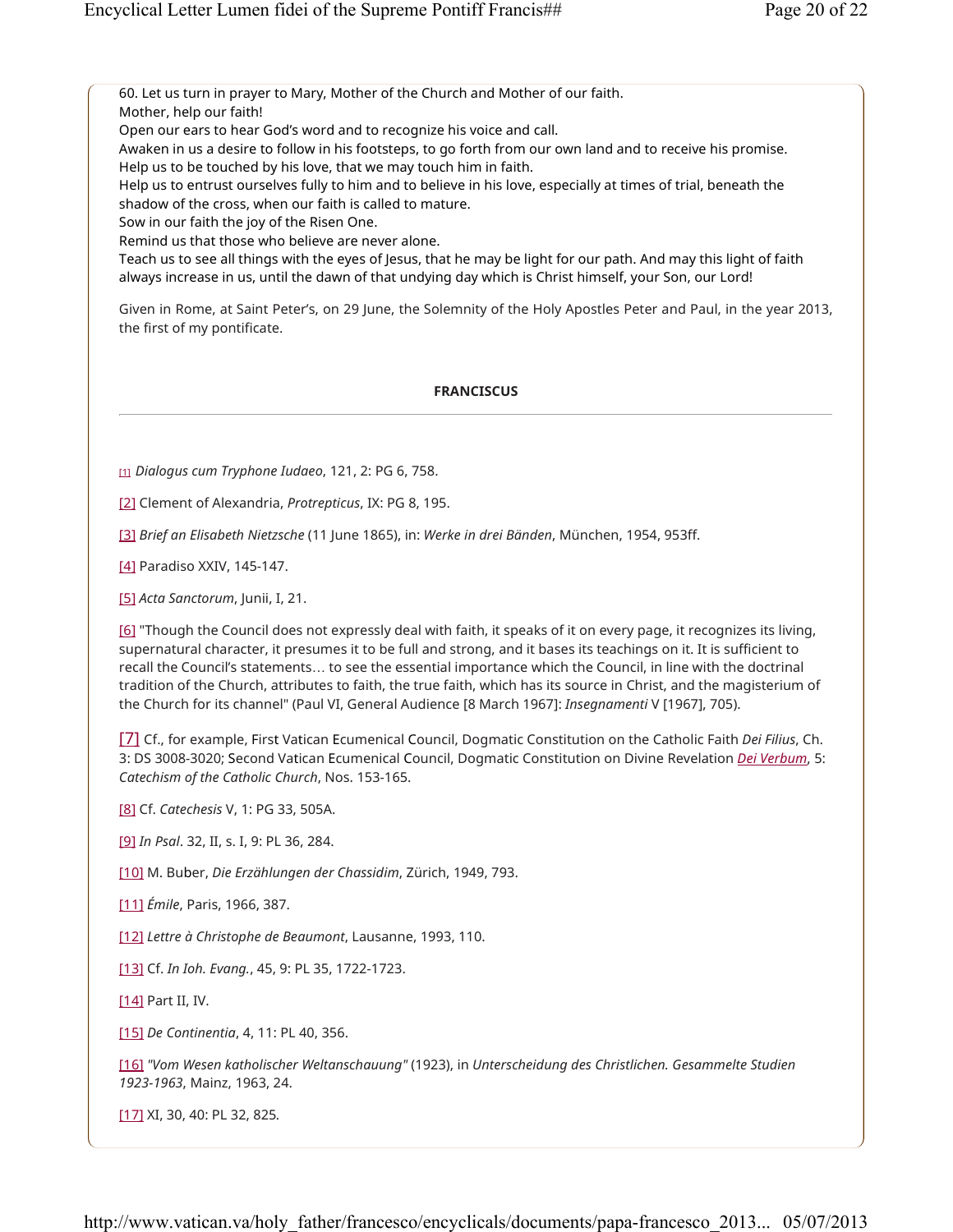60. Let us turn in prayer to Mary, Mother of the Church and Mother of our faith.
Mother, help our faith!
Open our ears to hear God's word and to recognize his voice and call.
Awaken in us a desire to follow in his footsteps, to go forth from our own land and to receive his promise.
Help us to be touched by his love, that we may touch him in faith.
Help us to entrust ourselves fully to him and to believe in his love, especially at times of trial, beneath the shadow of the cross, when our faith is called to mature.
Sow in our faith the joy of the Risen One.
Remind us that those who believe are never alone.
Teach us to see all things with the eyes of Jesus, that he may be light for our path. And may this light of faith always increase in us, until the dawn of that undying day which is Christ himself, your Son, our Lord!

Given in Rome, at Saint Peter's, on 29 June, the Solemnity of the Holy Apostles Peter and Paul, in the year 2013, the first of my pontificate.

**FRANCISCUS**

---

[1] *Dialogus cum Tryphone Iudaeo*, 121, 2: PG 6, 758.

[2] Clement of Alexandria, *Protrepticus*, IX: PG 8, 195.

[3] *Brief an Elisabeth Nietzsche* (11 June 1865), in: *Werke in drei Bänden*, München, 1954, 953ff.

[4] Paradiso XXIV, 145-147.

[5] *Acta Sanctorum*, Junii, I, 21.

[6] "Though the Council does not expressly deal with faith, it speaks of it on every page, it recognizes its living, supernatural character, it presumes it to be full and strong, and it bases its teachings on it. It is sufficient to recall the Council's statements… to see the essential importance which the Council, in line with the doctrinal tradition of the Church, attributes to faith, the true faith, which has its source in Christ, and the magisterium of the Church for its channel" (Paul VI, General Audience [8 March 1967]: *Insegnamenti* V [1967], 705).

[7] Cf., for example, First Vatican Ecumenical Council, Dogmatic Constitution on the Catholic Faith *Dei Filius*, Ch. 3: DS 3008-3020; Second Vatican Ecumenical Council, Dogmatic Constitution on Divine Revelation *Dei Verbum*, 5: *Catechism of the Catholic Church*, Nos. 153-165.

[8] Cf. *Catechesis* V, 1: PG 33, 505A.

[9] *In Psal*. 32, II, s. I, 9: PL 36, 284.

[10] M. Buber, *Die Erzählungen der Chassidim*, Zürich, 1949, 793.

[11] *Émile*, Paris, 1966, 387.

[12] *Lettre à Christophe de Beaumont*, Lausanne, 1993, 110.

[13] Cf. *In Ioh. Evang.*, 45, 9: PL 35, 1722-1723.

[14] Part II, IV.

[15] *De Continentia*, 4, 11: PL 40, 356.

[16] *"Vom Wesen katholischer Weltanschauung"* (1923), in *Unterscheidung des Christlichen. Gesammelte Studien 1923-1963*, Mainz, 1963, 24.

[17] XI, 30, 40: PL 32, 825.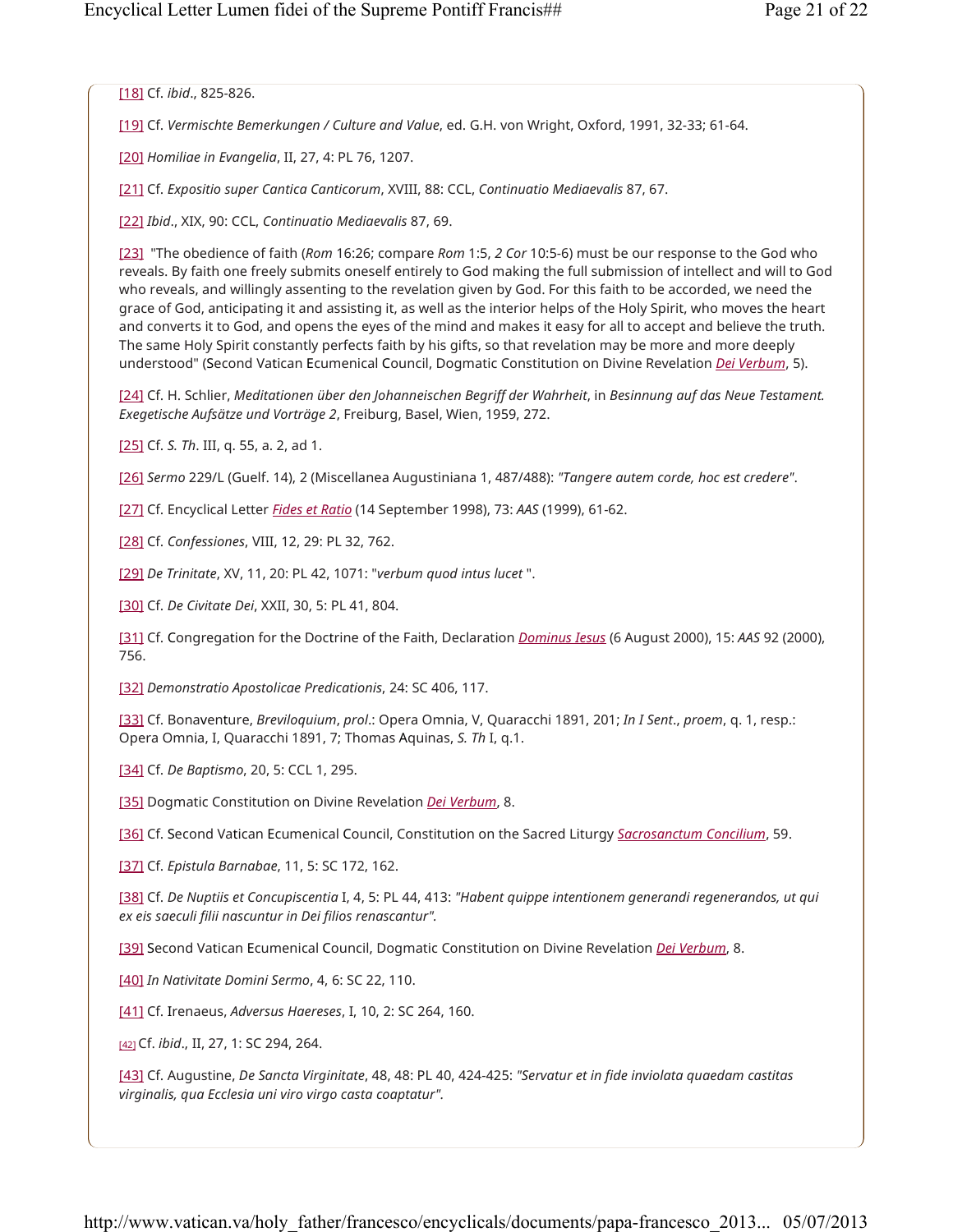[18] Cf. *ibid*., 825-826.

[19] Cf. *Vermischte Bemerkungen / Culture and Value*, ed. G.H. von Wright, Oxford, 1991, 32-33; 61-64.

[20] *Homiliae in Evangelia*, II, 27, 4: PL 76, 1207.

[21] Cf. *Expositio super Cantica Canticorum*, XVIII, 88: CCL, *Continuatio Mediaevalis* 87, 67.

[22] *Ibid*., XIX, 90: CCL, *Continuatio Mediaevalis* 87, 69.

[23] "The obedience of faith (*Rom* 16:26; compare *Rom* 1:5, *2 Cor* 10:5-6) must be our response to the God who reveals. By faith one freely submits oneself entirely to God making the full submission of intellect and will to God who reveals, and willingly assenting to the revelation given by God. For this faith to be accorded, we need the grace of God, anticipating it and assisting it, as well as the interior helps of the Holy Spirit, who moves the heart and converts it to God, and opens the eyes of the mind and makes it easy for all to accept and believe the truth. The same Holy Spirit constantly perfects faith by his gifts, so that revelation may be more and more deeply understood" (Second Vatican Ecumenical Council, Dogmatic Constitution on Divine Revelation *Dei Verbum*, 5).

[24] Cf. H. Schlier, *Meditationen über den Johanneischen Begriff der Wahrheit*, in *Besinnung auf das Neue Testament. Exegetische Aufsätze und Vorträge 2*, Freiburg, Basel, Wien, 1959, 272.

[25] Cf. *S. Th*. III, q. 55, a. 2, ad 1.

[26] *Sermo* 229/L (Guelf. 14), 2 (Miscellanea Augustiniana 1, 487/488): *"Tangere autem corde, hoc est credere"*.

[27] Cf. Encyclical Letter *Fides et Ratio* (14 September 1998), 73: *AAS* (1999), 61-62.

[28] Cf. *Confessiones*, VIII, 12, 29: PL 32, 762.

[29] *De Trinitate*, XV, 11, 20: PL 42, 1071: "*verbum quod intus lucet* ".

[30] Cf. *De Civitate Dei*, XXII, 30, 5: PL 41, 804.

[31] Cf. Congregation for the Doctrine of the Faith, Declaration *Dominus Iesus* (6 August 2000), 15: *AAS* 92 (2000), 756.

[32] *Demonstratio Apostolicae Predicationis*, 24: SC 406, 117.

[33] Cf. Bonaventure, *Breviloquium*, *prol*.: Opera Omnia, V, Quaracchi 1891, 201; *In I Sent*., *proem*, q. 1, resp.: Opera Omnia, I, Quaracchi 1891, 7; Thomas Aquinas, *S. Th* I, q.1.

[34] Cf. *De Baptismo*, 20, 5: CCL 1, 295.

[35] Dogmatic Constitution on Divine Revelation *Dei Verbum*, 8.

[36] Cf. Second Vatican Ecumenical Council, Constitution on the Sacred Liturgy *Sacrosanctum Concilium*, 59.

[37] Cf. *Epistula Barnabae*, 11, 5: SC 172, 162.

[38] Cf. *De Nuptiis et Concupiscentia* I, 4, 5: PL 44, 413: *"Habent quippe intentionem generandi regenerandos, ut qui ex eis saeculi filii nascuntur in Dei filios renascantur".*

[39] Second Vatican Ecumenical Council, Dogmatic Constitution on Divine Revelation *Dei Verbum*, 8.

[40] *In Nativitate Domini Sermo*, 4, 6: SC 22, 110.

[41] Cf. Irenaeus, *Adversus Haereses*, I, 10, 2: SC 264, 160.

[42] Cf. *ibid*., II, 27, 1: SC 294, 264.

[43] Cf. Augustine, *De Sancta Virginitate*, 48, 48: PL 40, 424-425: *"Servatur et in fide inviolata quaedam castitas virginalis, qua Ecclesia uni viro virgo casta coaptatur".*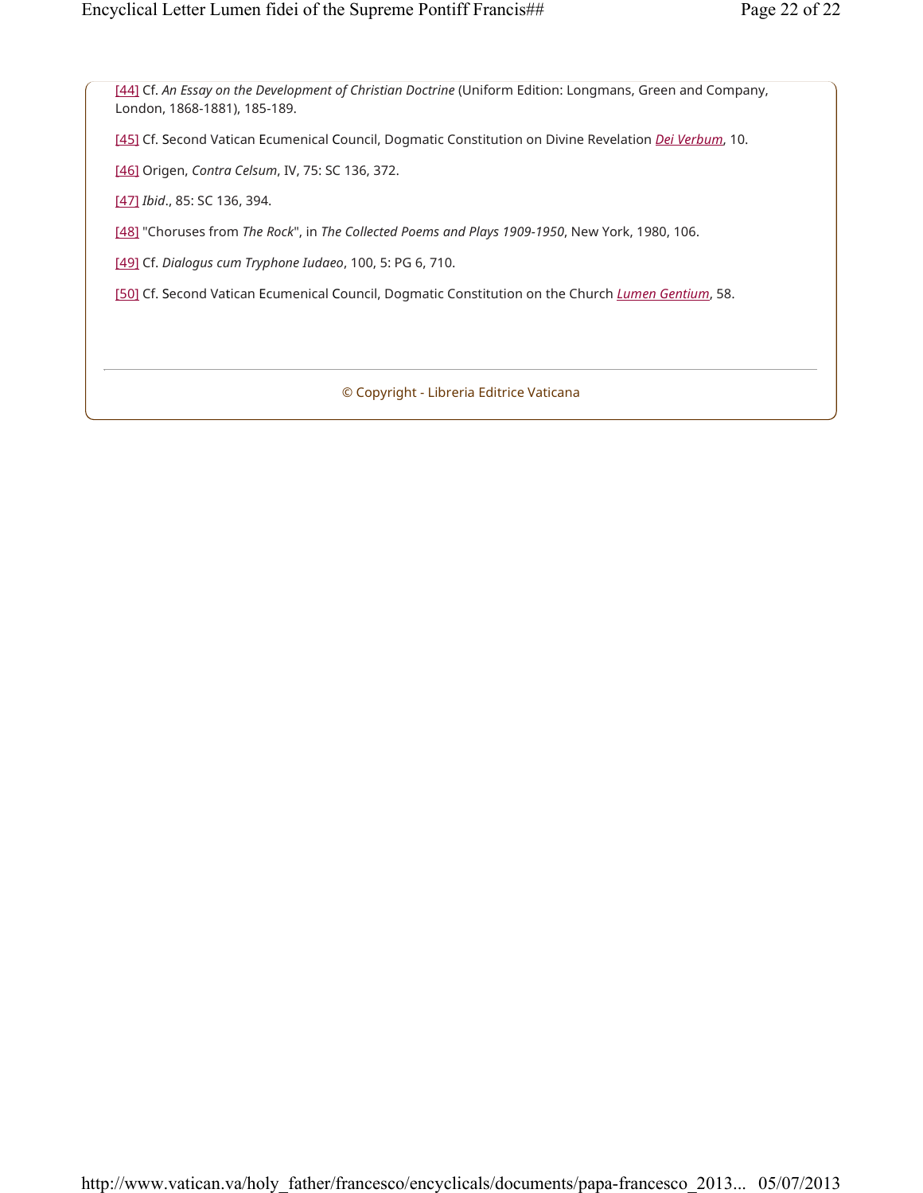[44] Cf. *An Essay on the Development of Christian Doctrine* (Uniform Edition: Longmans, Green and Company, London, 1868-1881), 185-189.

[45] Cf. Second Vatican Ecumenical Council, Dogmatic Constitution on Divine Revelation *Dei Verbum*, 10.

[46] Origen, *Contra Celsum*, IV, 75: SC 136, 372.

[47] *Ibid*., 85: SC 136, 394.

[48] "Choruses from *The Rock*", in *The Collected Poems and Plays 1909-1950*, New York, 1980, 106.

[49] Cf. *Dialogus cum Tryphone Iudaeo*, 100, 5: PG 6, 710.

[50] Cf. Second Vatican Ecumenical Council, Dogmatic Constitution on the Church *Lumen Gentium*, 58.

© Copyright - Libreria Editrice Vaticana